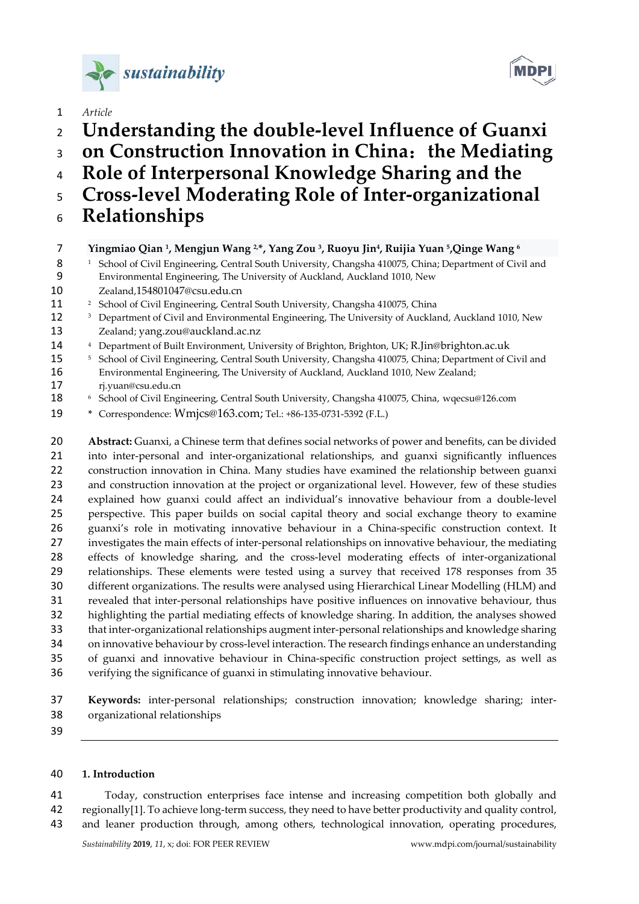*Article*

# Understanding the double-level Influence of Guanxi on Construction Innovation in China：the Mediating Role of Interpersonal Knowledge Sharing and the Cross-level Moderating Role of Inter-organizational Relationships

**Yingmiao Qian [1], Mengjun Wang [2,*], Yang Zou [3], Ruoyu Jin[4], Ruijia Yuan [5],Qinge Wang [6]**

[1] School of Civil Engineering, Central South University, Changsha 410075, China; Department of Civil and Environmental Engineering, The University of Auckland, Auckland 1010, New Zealand,154801047@csu.edu.cn

[2] School of Civil Engineering, Central South University, Changsha 410075, China

[3] Department of Civil and Environmental Engineering, The University of Auckland, Auckland 1010, New Zealand; yang.zou@auckland.ac.nz

[4] Department of Built Environment, University of Brighton, Brighton, UK; R.Jin@brighton.ac.uk

[5] School of Civil Engineering, Central South University, Changsha 410075, China; Department of Civil and Environmental Engineering, The University of Auckland, Auckland 1010, New Zealand; rj.yuan@csu.edu.cn

[6] School of Civil Engineering, Central South University, Changsha 410075, China, wqecsu@126.com

* Correspondence: Wmjcs@163.com; Tel.: +86-135-0731-5392 (F.L.)

**Abstract:** Guanxi, a Chinese term that defines social networks of power and benefits, can be divided into inter-personal and inter-organizational relationships, and guanxi significantly influences construction innovation in China. Many studies have examined the relationship between guanxi and construction innovation at the project or organizational level. However, few of these studies explained how guanxi could affect an individual's innovative behaviour from a double-level perspective. This paper builds on social capital theory and social exchange theory to examine guanxi's role in motivating innovative behaviour in a China-specific construction context. It investigates the main effects of inter-personal relationships on innovative behaviour, the mediating effects of knowledge sharing, and the cross-level moderating effects of inter-organizational relationships. These elements were tested using a survey that received 178 responses from 35 different organizations. The results were analysed using Hierarchical Linear Modelling (HLM) and revealed that inter-personal relationships have positive influences on innovative behaviour, thus highlighting the partial mediating effects of knowledge sharing. In addition, the analyses showed that inter-organizational relationships augment inter-personal relationships and knowledge sharing on innovative behaviour by cross-level interaction. The research findings enhance an understanding of guanxi and innovative behaviour in China-specific construction project settings, as well as verifying the significance of guanxi in stimulating innovative behaviour.

**Keywords:** inter-personal relationships; construction innovation; knowledge sharing; inter-organizational relationships

## 1. Introduction

Today, construction enterprises face intense and increasing competition both globally and regionally[1]. To achieve long-term success, they need to have better productivity and quality control, and leaner production through, among others, technological innovation, operating procedures,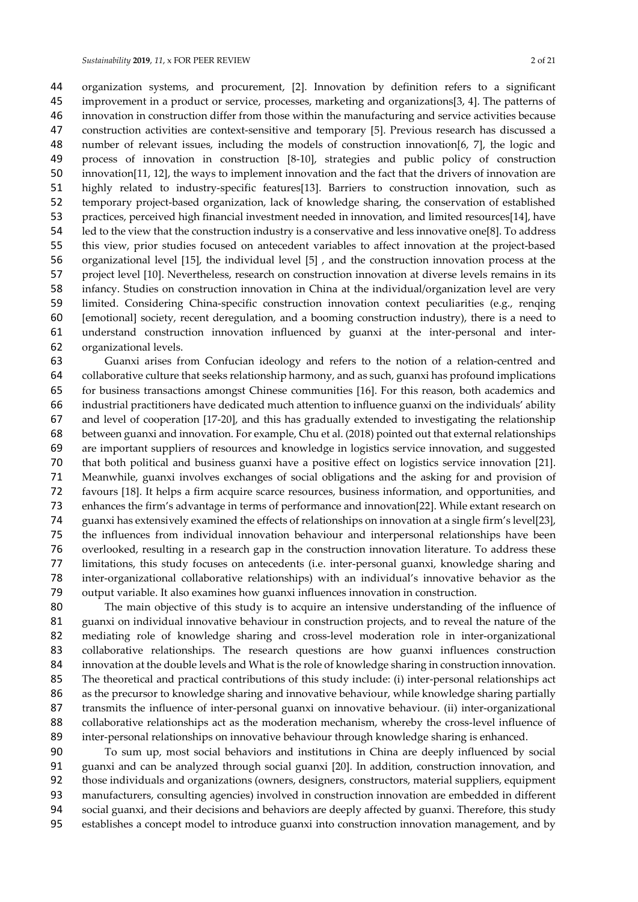organization systems, and procurement, [2]. Innovation by definition refers to a significant improvement in a product or service, processes, marketing and organizations[3, 4]. The patterns of innovation in construction differ from those within the manufacturing and service activities because construction activities are context-sensitive and temporary [5]. Previous research has discussed a number of relevant issues, including the models of construction innovation[6, 7], the logic and process of innovation in construction [8-10], strategies and public policy of construction innovation[11, 12], the ways to implement innovation and the fact that the drivers of innovation are highly related to industry-specific features[13]. Barriers to construction innovation, such as temporary project-based organization, lack of knowledge sharing, the conservation of established practices, perceived high financial investment needed in innovation, and limited resources[14], have led to the view that the construction industry is a conservative and less innovative one[8]. To address this view, prior studies focused on antecedent variables to affect innovation at the project-based organizational level [15], the individual level [5] , and the construction innovation process at the project level [10]. Nevertheless, research on construction innovation at diverse levels remains in its infancy. Studies on construction innovation in China at the individual/organization level are very limited. Considering China-specific construction innovation context peculiarities (e.g., renqing [emotional] society, recent deregulation, and a booming construction industry), there is a need to understand construction innovation influenced by guanxi at the inter-personal and inter-organizational levels.

Guanxi arises from Confucian ideology and refers to the notion of a relation-centred and collaborative culture that seeks relationship harmony, and as such, guanxi has profound implications for business transactions amongst Chinese communities [16]. For this reason, both academics and industrial practitioners have dedicated much attention to influence guanxi on the individuals' ability and level of cooperation [17-20], and this has gradually extended to investigating the relationship between guanxi and innovation. For example, Chu et al. (2018) pointed out that external relationships are important suppliers of resources and knowledge in logistics service innovation, and suggested that both political and business guanxi have a positive effect on logistics service innovation [21]. Meanwhile, guanxi involves exchanges of social obligations and the asking for and provision of favours [18]. It helps a firm acquire scarce resources, business information, and opportunities, and enhances the firm's advantage in terms of performance and innovation[22]. While extant research on guanxi has extensively examined the effects of relationships on innovation at a single firm's level[23], the influences from individual innovation behaviour and interpersonal relationships have been overlooked, resulting in a research gap in the construction innovation literature. To address these limitations, this study focuses on antecedents (i.e. inter-personal guanxi, knowledge sharing and inter-organizational collaborative relationships) with an individual's innovative behavior as the output variable. It also examines how guanxi influences innovation in construction.

The main objective of this study is to acquire an intensive understanding of the influence of guanxi on individual innovative behaviour in construction projects, and to reveal the nature of the mediating role of knowledge sharing and cross-level moderation role in inter-organizational collaborative relationships. The research questions are how guanxi influences construction innovation at the double levels and What is the role of knowledge sharing in construction innovation. The theoretical and practical contributions of this study include: (i) inter-personal relationships act as the precursor to knowledge sharing and innovative behaviour, while knowledge sharing partially transmits the influence of inter-personal guanxi on innovative behaviour. (ii) inter-organizational collaborative relationships act as the moderation mechanism, whereby the cross-level influence of inter-personal relationships on innovative behaviour through knowledge sharing is enhanced.

To sum up, most social behaviors and institutions in China are deeply influenced by social guanxi and can be analyzed through social guanxi [20]. In addition, construction innovation, and those individuals and organizations (owners, designers, constructors, material suppliers, equipment manufacturers, consulting agencies) involved in construction innovation are embedded in different social guanxi, and their decisions and behaviors are deeply affected by guanxi. Therefore, this study establishes a concept model to introduce guanxi into construction innovation management, and by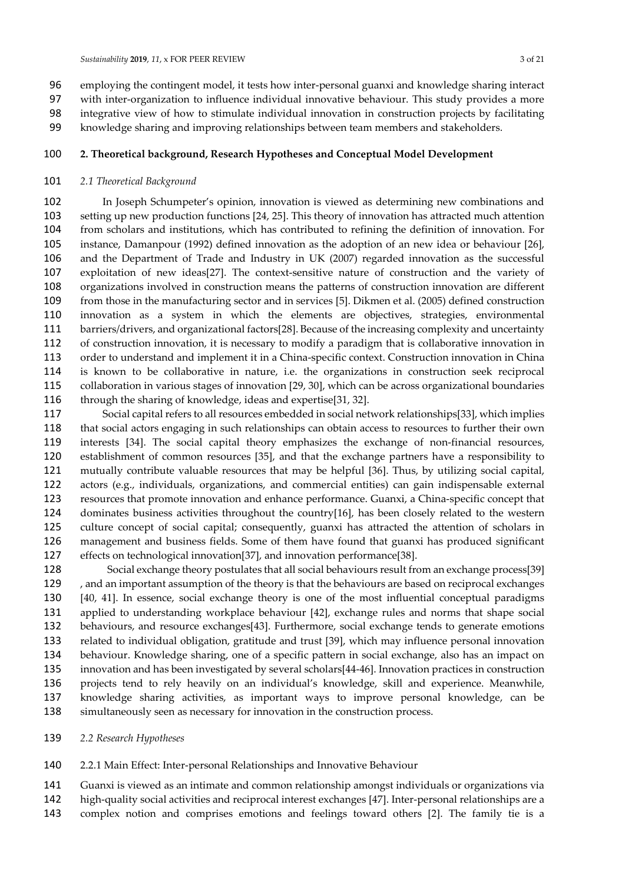employing the contingent model, it tests how inter-personal guanxi and knowledge sharing interact with inter-organization to influence individual innovative behaviour. This study provides a more integrative view of how to stimulate individual innovation in construction projects by facilitating knowledge sharing and improving relationships between team members and stakeholders.

## 2. Theoretical background, Research Hypotheses and Conceptual Model Development

### *2.1 Theoretical Background*

In Joseph Schumpeter's opinion, innovation is viewed as determining new combinations and setting up new production functions [24, 25]. This theory of innovation has attracted much attention from scholars and institutions, which has contributed to refining the definition of innovation. For instance, Damanpour (1992) defined innovation as the adoption of an new idea or behaviour [26], and the Department of Trade and Industry in UK (2007) regarded innovation as the successful exploitation of new ideas[27]. The context-sensitive nature of construction and the variety of organizations involved in construction means the patterns of construction innovation are different from those in the manufacturing sector and in services [5]. Dikmen et al. (2005) defined construction innovation as a system in which the elements are objectives, strategies, environmental barriers/drivers, and organizational factors[28]. Because of the increasing complexity and uncertainty of construction innovation, it is necessary to modify a paradigm that is collaborative innovation in order to understand and implement it in a China-specific context. Construction innovation in China is known to be collaborative in nature, i.e. the organizations in construction seek reciprocal collaboration in various stages of innovation [29, 30], which can be across organizational boundaries through the sharing of knowledge, ideas and expertise[31, 32].

Social capital refers to all resources embedded in social network relationships[33], which implies that social actors engaging in such relationships can obtain access to resources to further their own interests [34]. The social capital theory emphasizes the exchange of non-financial resources, establishment of common resources [35], and that the exchange partners have a responsibility to mutually contribute valuable resources that may be helpful [36]. Thus, by utilizing social capital, actors (e.g., individuals, organizations, and commercial entities) can gain indispensable external resources that promote innovation and enhance performance. Guanxi, a China-specific concept that dominates business activities throughout the country[16], has been closely related to the western culture concept of social capital; consequently, guanxi has attracted the attention of scholars in management and business fields. Some of them have found that guanxi has produced significant effects on technological innovation[37], and innovation performance[38].

Social exchange theory postulates that all social behaviours result from an exchange process[39] , and an important assumption of the theory is that the behaviours are based on reciprocal exchanges [40, 41]. In essence, social exchange theory is one of the most influential conceptual paradigms applied to understanding workplace behaviour [42], exchange rules and norms that shape social behaviours, and resource exchanges[43]. Furthermore, social exchange tends to generate emotions related to individual obligation, gratitude and trust [39], which may influence personal innovation behaviour. Knowledge sharing, one of a specific pattern in social exchange, also has an impact on innovation and has been investigated by several scholars[44-46]. Innovation practices in construction projects tend to rely heavily on an individual's knowledge, skill and experience. Meanwhile, knowledge sharing activities, as important ways to improve personal knowledge, can be simultaneously seen as necessary for innovation in the construction process.

### *2.2 Research Hypotheses*

#### 2.2.1 Main Effect: Inter-personal Relationships and Innovative Behaviour

Guanxi is viewed as an intimate and common relationship amongst individuals or organizations via high-quality social activities and reciprocal interest exchanges [47]. Inter-personal relationships are a complex notion and comprises emotions and feelings toward others [2]. The family tie is a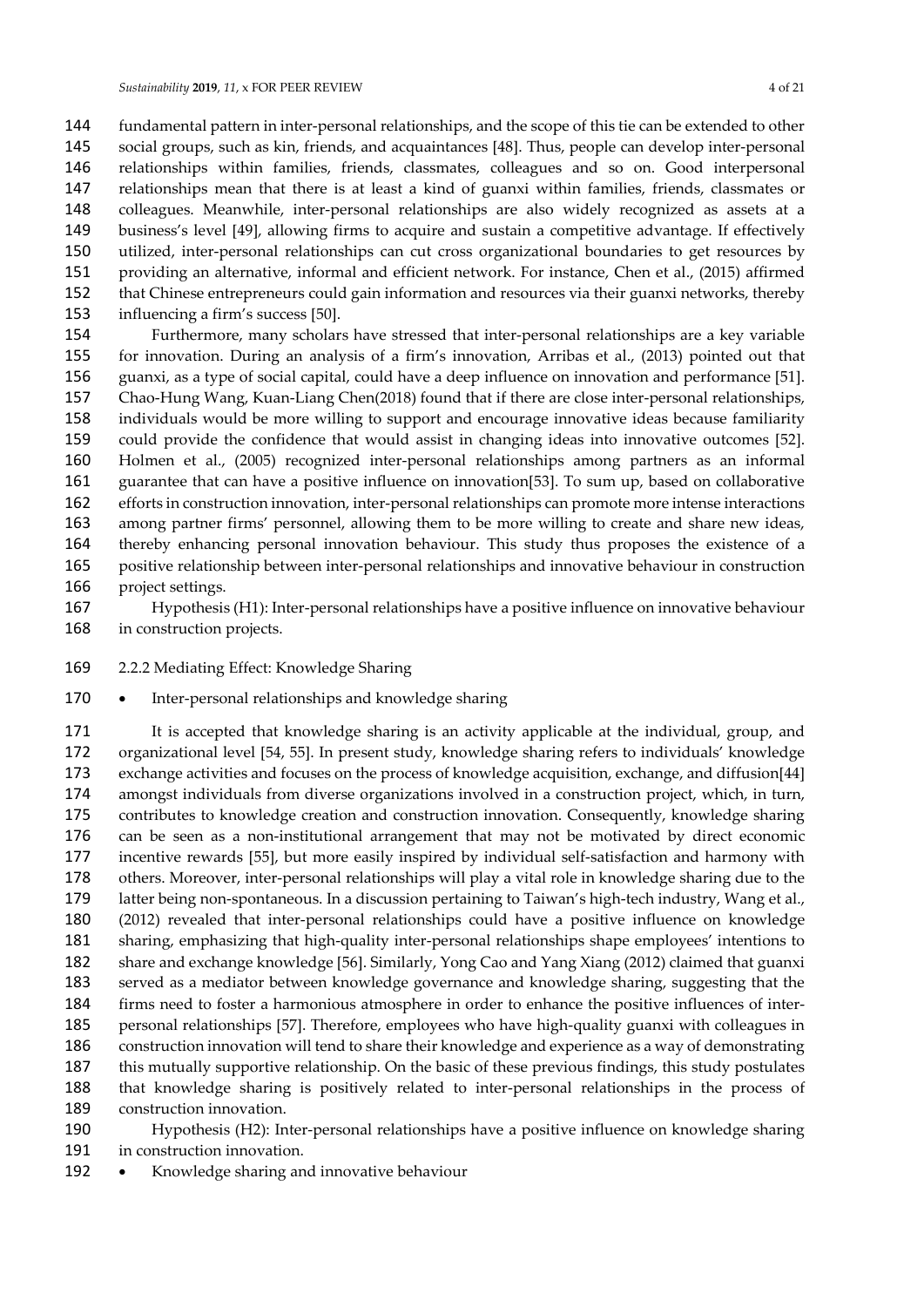fundamental pattern in inter-personal relationships, and the scope of this tie can be extended to other social groups, such as kin, friends, and acquaintances [48]. Thus, people can develop inter-personal relationships within families, friends, classmates, colleagues and so on. Good interpersonal relationships mean that there is at least a kind of guanxi within families, friends, classmates or colleagues. Meanwhile, inter-personal relationships are also widely recognized as assets at a business's level [49], allowing firms to acquire and sustain a competitive advantage. If effectively utilized, inter-personal relationships can cut cross organizational boundaries to get resources by providing an alternative, informal and efficient network. For instance, Chen et al., (2015) affirmed that Chinese entrepreneurs could gain information and resources via their guanxi networks, thereby influencing a firm's success [50].

Furthermore, many scholars have stressed that inter-personal relationships are a key variable for innovation. During an analysis of a firm's innovation, Arribas et al., (2013) pointed out that guanxi, as a type of social capital, could have a deep influence on innovation and performance [51]. Chao-Hung Wang, Kuan-Liang Chen(2018) found that if there are close inter-personal relationships, individuals would be more willing to support and encourage innovative ideas because familiarity could provide the confidence that would assist in changing ideas into innovative outcomes [52]. Holmen et al., (2005) recognized inter-personal relationships among partners as an informal guarantee that can have a positive influence on innovation[53]. To sum up, based on collaborative efforts in construction innovation, inter-personal relationships can promote more intense interactions among partner firms' personnel, allowing them to be more willing to create and share new ideas, thereby enhancing personal innovation behaviour. This study thus proposes the existence of a positive relationship between inter-personal relationships and innovative behaviour in construction project settings.

Hypothesis (H1): Inter-personal relationships have a positive influence on innovative behaviour in construction projects.

### 2.2.2 Mediating Effect: Knowledge Sharing

- Inter-personal relationships and knowledge sharing

It is accepted that knowledge sharing is an activity applicable at the individual, group, and organizational level [54, 55]. In present study, knowledge sharing refers to individuals' knowledge exchange activities and focuses on the process of knowledge acquisition, exchange, and diffusion[44] amongst individuals from diverse organizations involved in a construction project, which, in turn, contributes to knowledge creation and construction innovation. Consequently, knowledge sharing can be seen as a non-institutional arrangement that may not be motivated by direct economic incentive rewards [55], but more easily inspired by individual self-satisfaction and harmony with others. Moreover, inter-personal relationships will play a vital role in knowledge sharing due to the latter being non-spontaneous. In a discussion pertaining to Taiwan's high-tech industry, Wang et al., (2012) revealed that inter-personal relationships could have a positive influence on knowledge sharing, emphasizing that high-quality inter-personal relationships shape employees' intentions to share and exchange knowledge [56]. Similarly, Yong Cao and Yang Xiang (2012) claimed that guanxi served as a mediator between knowledge governance and knowledge sharing, suggesting that the firms need to foster a harmonious atmosphere in order to enhance the positive influences of inter-personal relationships [57]. Therefore, employees who have high-quality guanxi with colleagues in construction innovation will tend to share their knowledge and experience as a way of demonstrating this mutually supportive relationship. On the basic of these previous findings, this study postulates that knowledge sharing is positively related to inter-personal relationships in the process of construction innovation.

Hypothesis (H2): Inter-personal relationships have a positive influence on knowledge sharing in construction innovation.

- Knowledge sharing and innovative behaviour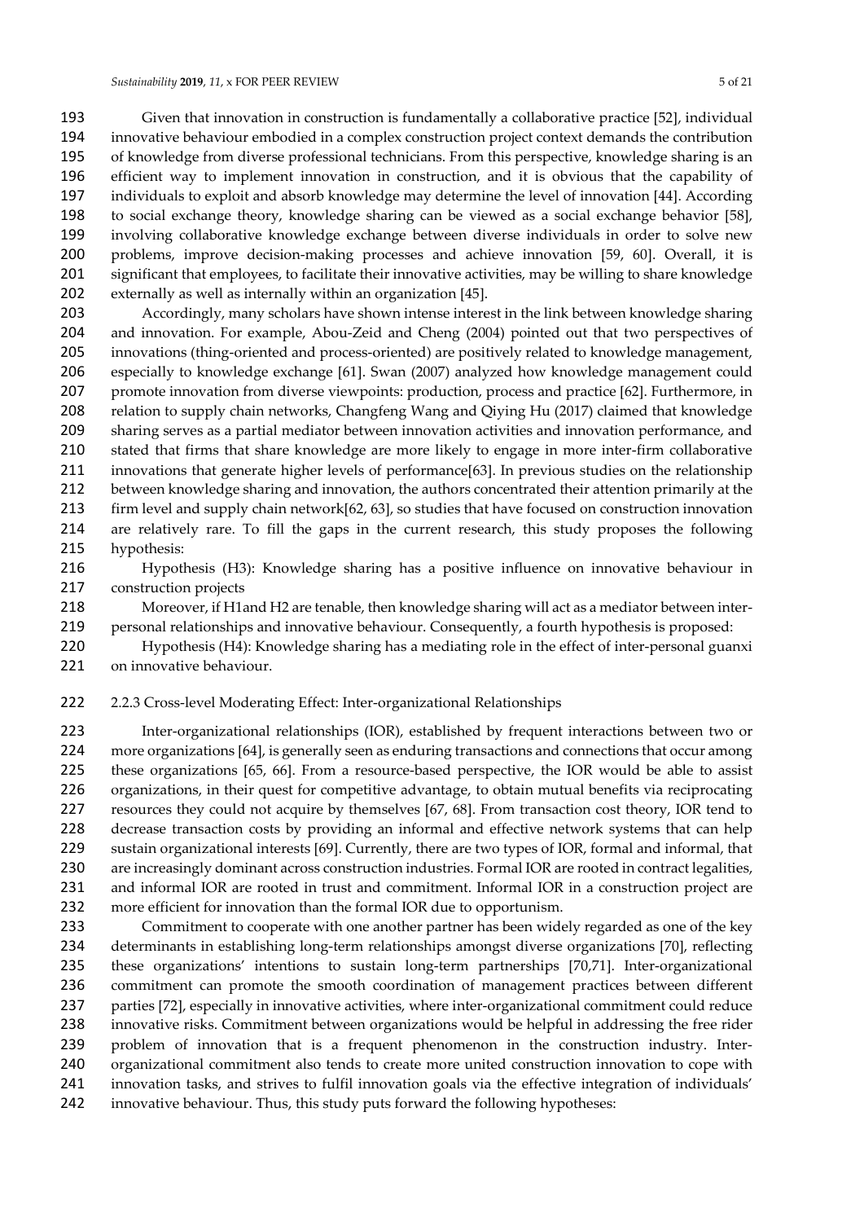Given that innovation in construction is fundamentally a collaborative practice [52], individual innovative behaviour embodied in a complex construction project context demands the contribution of knowledge from diverse professional technicians. From this perspective, knowledge sharing is an efficient way to implement innovation in construction, and it is obvious that the capability of individuals to exploit and absorb knowledge may determine the level of innovation [44]. According to social exchange theory, knowledge sharing can be viewed as a social exchange behavior [58], involving collaborative knowledge exchange between diverse individuals in order to solve new problems, improve decision-making processes and achieve innovation [59, 60]. Overall, it is significant that employees, to facilitate their innovative activities, may be willing to share knowledge externally as well as internally within an organization [45].

Accordingly, many scholars have shown intense interest in the link between knowledge sharing and innovation. For example, Abou-Zeid and Cheng (2004) pointed out that two perspectives of innovations (thing-oriented and process-oriented) are positively related to knowledge management, especially to knowledge exchange [61]. Swan (2007) analyzed how knowledge management could promote innovation from diverse viewpoints: production, process and practice [62]. Furthermore, in relation to supply chain networks, Changfeng Wang and Qiying Hu (2017) claimed that knowledge sharing serves as a partial mediator between innovation activities and innovation performance, and stated that firms that share knowledge are more likely to engage in more inter-firm collaborative innovations that generate higher levels of performance[63]. In previous studies on the relationship between knowledge sharing and innovation, the authors concentrated their attention primarily at the firm level and supply chain network[62, 63], so studies that have focused on construction innovation are relatively rare. To fill the gaps in the current research, this study proposes the following hypothesis:

Hypothesis (H3): Knowledge sharing has a positive influence on innovative behaviour in construction projects

Moreover, if H1and H2 are tenable, then knowledge sharing will act as a mediator between inter-personal relationships and innovative behaviour. Consequently, a fourth hypothesis is proposed:

Hypothesis (H4): Knowledge sharing has a mediating role in the effect of inter-personal guanxi on innovative behaviour.

### 2.2.3 Cross-level Moderating Effect: Inter-organizational Relationships

Inter-organizational relationships (IOR), established by frequent interactions between two or more organizations [64], is generally seen as enduring transactions and connections that occur among these organizations [65, 66]. From a resource-based perspective, the IOR would be able to assist organizations, in their quest for competitive advantage, to obtain mutual benefits via reciprocating resources they could not acquire by themselves [67, 68]. From transaction cost theory, IOR tend to decrease transaction costs by providing an informal and effective network systems that can help sustain organizational interests [69]. Currently, there are two types of IOR, formal and informal, that are increasingly dominant across construction industries. Formal IOR are rooted in contract legalities, and informal IOR are rooted in trust and commitment. Informal IOR in a construction project are more efficient for innovation than the formal IOR due to opportunism.

Commitment to cooperate with one another partner has been widely regarded as one of the key determinants in establishing long-term relationships amongst diverse organizations [70], reflecting these organizations' intentions to sustain long-term partnerships [70,71]. Inter-organizational commitment can promote the smooth coordination of management practices between different parties [72], especially in innovative activities, where inter-organizational commitment could reduce innovative risks. Commitment between organizations would be helpful in addressing the free rider problem of innovation that is a frequent phenomenon in the construction industry. Inter-organizational commitment also tends to create more united construction innovation to cope with innovation tasks, and strives to fulfil innovation goals via the effective integration of individuals' innovative behaviour. Thus, this study puts forward the following hypotheses: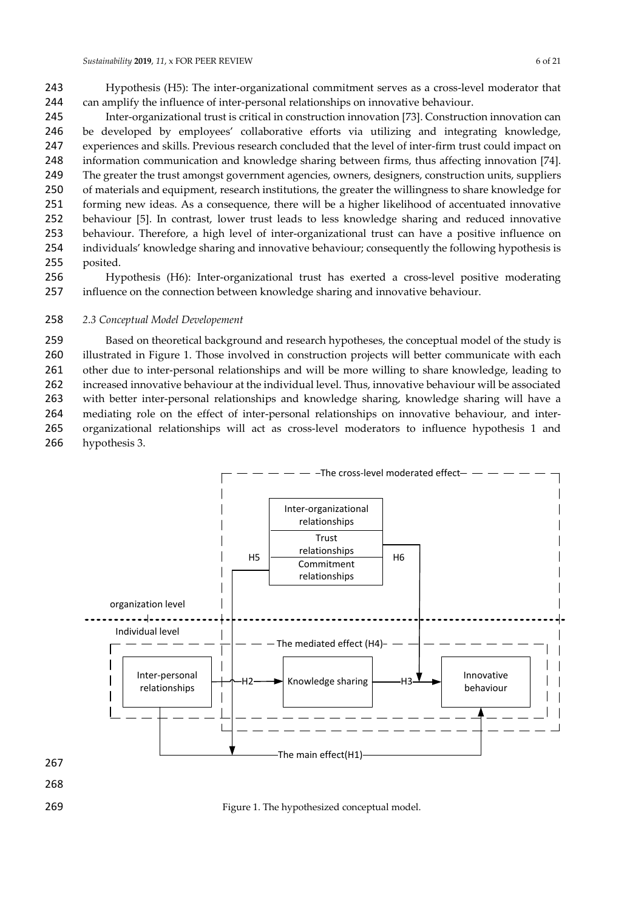Hypothesis (H5): The inter-organizational commitment serves as a cross-level moderator that can amplify the influence of inter-personal relationships on innovative behaviour.

Inter-organizational trust is critical in construction innovation [73]. Construction innovation can be developed by employees' collaborative efforts via utilizing and integrating knowledge, experiences and skills. Previous research concluded that the level of inter-firm trust could impact on information communication and knowledge sharing between firms, thus affecting innovation [74]. The greater the trust amongst government agencies, owners, designers, construction units, suppliers of materials and equipment, research institutions, the greater the willingness to share knowledge for forming new ideas. As a consequence, there will be a higher likelihood of accentuated innovative behaviour [5]. In contrast, lower trust leads to less knowledge sharing and reduced innovative behaviour. Therefore, a high level of inter-organizational trust can have a positive influence on individuals' knowledge sharing and innovative behaviour; consequently the following hypothesis is posited.

Hypothesis (H6): Inter-organizational trust has exerted a cross-level positive moderating influence on the connection between knowledge sharing and innovative behaviour.

### *2.3 Conceptual Model Developement*

Based on theoretical background and research hypotheses, the conceptual model of the study is illustrated in Figure 1. Those involved in construction projects will better communicate with each other due to inter-personal relationships and will be more willing to share knowledge, leading to increased innovative behaviour at the individual level. Thus, innovative behaviour will be associated with better inter-personal relationships and knowledge sharing, knowledge sharing will have a mediating role on the effect of inter-personal relationships on innovative behaviour, and inter-organizational relationships will act as cross-level moderators to influence hypothesis 1 and hypothesis 3.

Figure 1. The hypothesized conceptual model.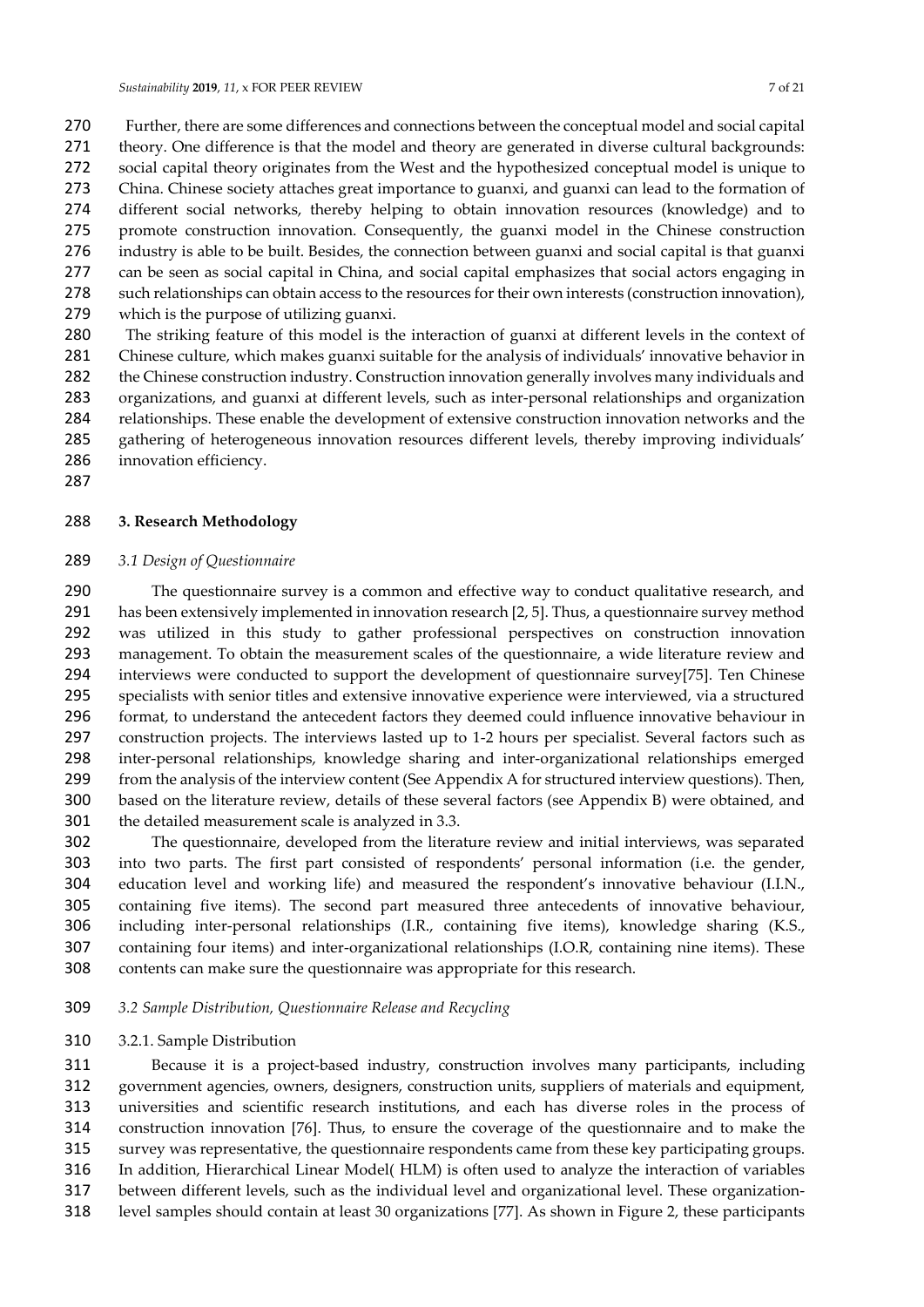Further, there are some differences and connections between the conceptual model and social capital theory. One difference is that the model and theory are generated in diverse cultural backgrounds: social capital theory originates from the West and the hypothesized conceptual model is unique to China. Chinese society attaches great importance to guanxi, and guanxi can lead to the formation of different social networks, thereby helping to obtain innovation resources (knowledge) and to promote construction innovation. Consequently, the guanxi model in the Chinese construction industry is able to be built. Besides, the connection between guanxi and social capital is that guanxi can be seen as social capital in China, and social capital emphasizes that social actors engaging in such relationships can obtain access to the resources for their own interests (construction innovation), which is the purpose of utilizing guanxi.

The striking feature of this model is the interaction of guanxi at different levels in the context of Chinese culture, which makes guanxi suitable for the analysis of individuals' innovative behavior in the Chinese construction industry. Construction innovation generally involves many individuals and organizations, and guanxi at different levels, such as inter-personal relationships and organization relationships. These enable the development of extensive construction innovation networks and the gathering of heterogeneous innovation resources different levels, thereby improving individuals' innovation efficiency.

## 3. Research Methodology

### *3.1 Design of Questionnaire*

The questionnaire survey is a common and effective way to conduct qualitative research, and has been extensively implemented in innovation research [2, 5]. Thus, a questionnaire survey method was utilized in this study to gather professional perspectives on construction innovation management. To obtain the measurement scales of the questionnaire, a wide literature review and interviews were conducted to support the development of questionnaire survey[75]. Ten Chinese specialists with senior titles and extensive innovative experience were interviewed, via a structured format, to understand the antecedent factors they deemed could influence innovative behaviour in construction projects. The interviews lasted up to 1-2 hours per specialist. Several factors such as inter-personal relationships, knowledge sharing and inter-organizational relationships emerged from the analysis of the interview content (See Appendix A for structured interview questions). Then, based on the literature review, details of these several factors (see Appendix B) were obtained, and the detailed measurement scale is analyzed in 3.3.

The questionnaire, developed from the literature review and initial interviews, was separated into two parts. The first part consisted of respondents' personal information (i.e. the gender, education level and working life) and measured the respondent's innovative behaviour (I.I.N., containing five items). The second part measured three antecedents of innovative behaviour, including inter-personal relationships (I.R., containing five items), knowledge sharing (K.S., containing four items) and inter-organizational relationships (I.O.R, containing nine items). These contents can make sure the questionnaire was appropriate for this research.

### *3.2 Sample Distribution, Questionnaire Release and Recycling*

#### 3.2.1. Sample Distribution

Because it is a project-based industry, construction involves many participants, including government agencies, owners, designers, construction units, suppliers of materials and equipment, universities and scientific research institutions, and each has diverse roles in the process of construction innovation [76]. Thus, to ensure the coverage of the questionnaire and to make the survey was representative, the questionnaire respondents came from these key participating groups. In addition, Hierarchical Linear Model( HLM) is often used to analyze the interaction of variables between different levels, such as the individual level and organizational level. These organization-level samples should contain at least 30 organizations [77]. As shown in Figure 2, these participants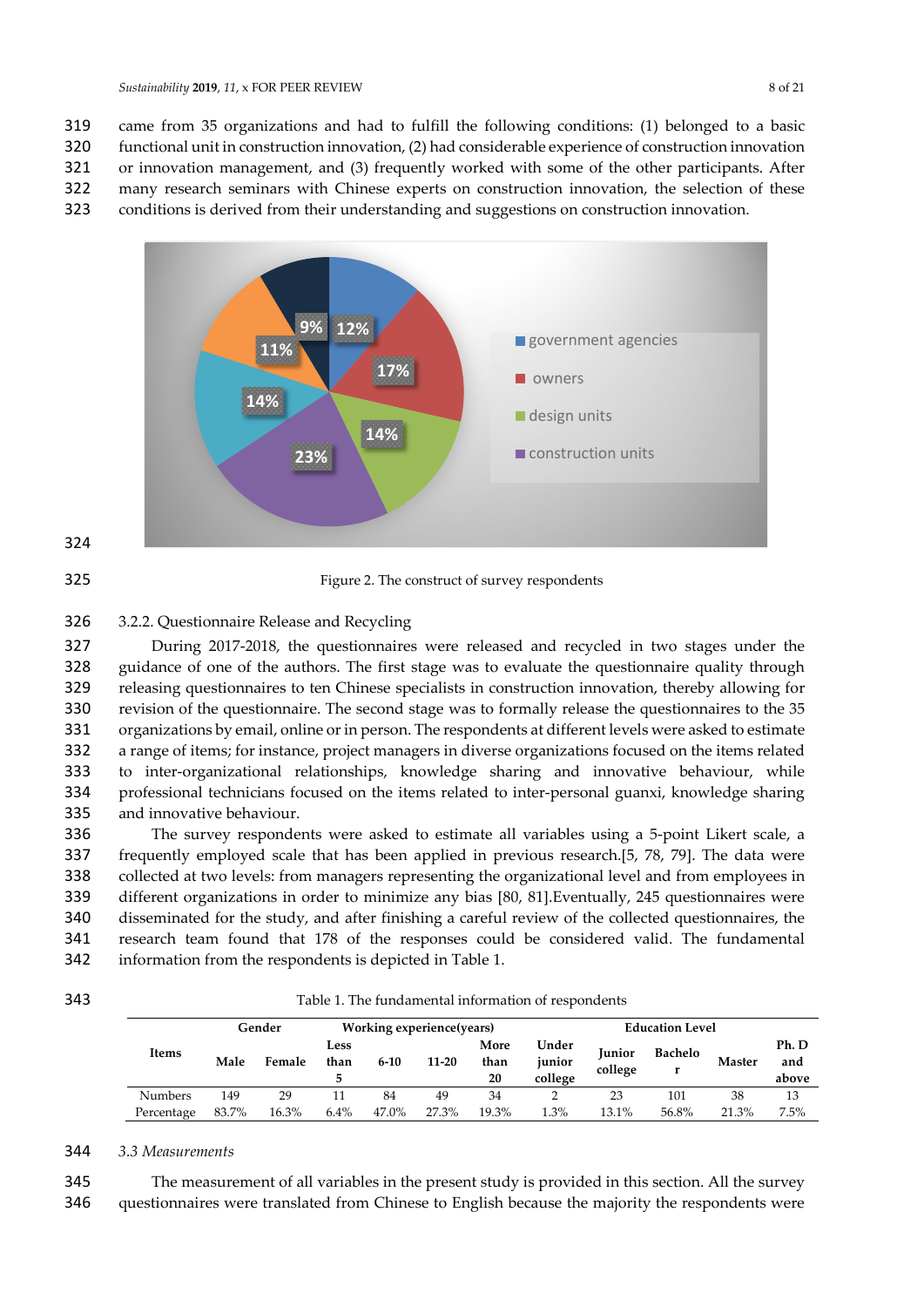came from 35 organizations and had to fulfill the following conditions: (1) belonged to a basic functional unit in construction innovation, (2) had considerable experience of construction innovation or innovation management, and (3) frequently worked with some of the other participants. After many research seminars with Chinese experts on construction innovation, the selection of these conditions is derived from their understanding and suggestions on construction innovation.

Figure 2. The construct of survey respondents

3.2.2. Questionnaire Release and Recycling

During 2017-2018, the questionnaires were released and recycled in two stages under the guidance of one of the authors. The first stage was to evaluate the questionnaire quality through releasing questionnaires to ten Chinese specialists on construction innovation, thereby allowing for revision of the questionnaire. The second stage was to formally release the questionnaires to the 35 organizations by email, online or in person. The respondents at different levels were asked to estimate a range of items; for instance, project managers in diverse organizations focused on the items related to inter-organizational relationships, knowledge sharing and innovative behaviour, while professional technicians focused on the items related to inter-personal guanxi, knowledge sharing and innovative behaviour.

The survey respondents were asked to estimate all variables using a 5-point Likert scale, a frequently employed scale that has been applied in previous research.[5, 78, 79]. The data were collected at two levels: from managers representing the organizational level and from employees in different organizations in order to minimize any bias [80, 81].Eventually, 245 questionnaires were disseminated for the study, and after finishing a careful review of the collected questionnaires, the research team found that 178 of the responses could be considered valid. The fundamental information from the respondents is depicted in Table 1.

Table 1. The fundamental information of respondents

| Items | Gender | | Working experience(years) | | | | Education Level | | | | |
|---|---|---|---|---|---|---|---|---|---|---|---|
| | Male | Female | Less than 5 | 6-10 | 11-20 | More than 20 | Under junior college | Junior college | Bachelor | Master | Ph. D and above |
| Numbers | 149 | 29 | 11 | 84 | 49 | 34 | 2 | 23 | 101 | 38 | 13 |
| Percentage | 83.7% | 16.3% | 6.4% | 47.0% | 27.3% | 19.3% | 1.3% | 13.1% | 56.8% | 21.3% | 7.5% |

*3.3 Measurements*

The measurement of all variables in the present study is provided in this section. All the survey questionnaires were translated from Chinese to English because the majority the respondents were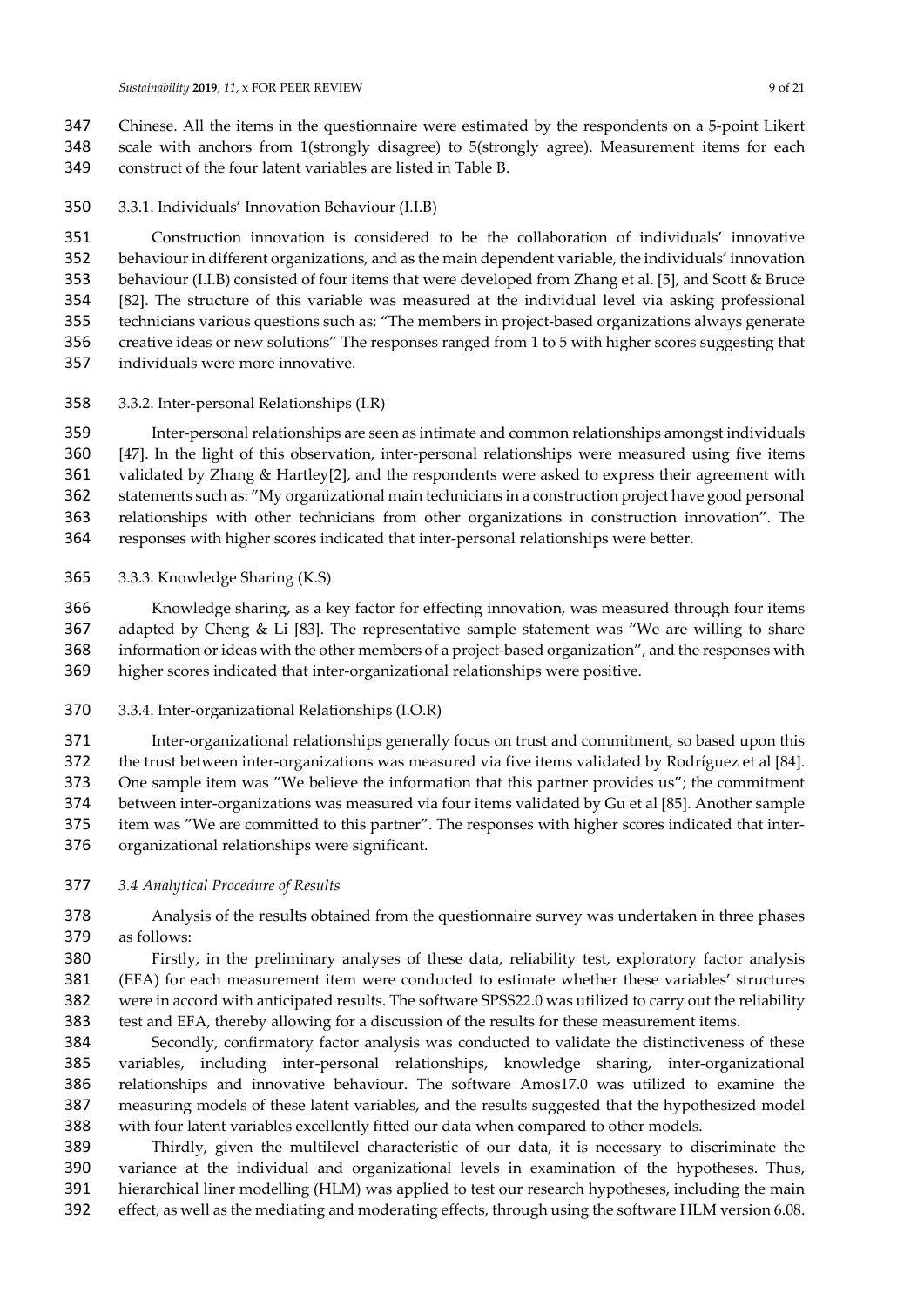Chinese. All the items in the questionnaire were estimated by the respondents on a 5-point Likert scale with anchors from 1(strongly disagree) to 5(strongly agree). Measurement items for each construct of the four latent variables are listed in Table B.

#### 3.3.1. Individuals' Innovation Behaviour (I.I.B)

Construction innovation is considered to be the collaboration of individuals' innovative behaviour in different organizations, and as the main dependent variable, the individuals' innovation behaviour (I.I.B) consisted of four items that were developed from Zhang et al. [5], and Scott & Bruce [82]. The structure of this variable was measured at the individual level via asking professional technicians various questions such as: "The members in project-based organizations always generate creative ideas or new solutions" The responses ranged from 1 to 5 with higher scores suggesting that individuals were more innovative.

#### 3.3.2. Inter-personal Relationships (I.R)

Inter-personal relationships are seen as intimate and common relationships amongst individuals [47]. In the light of this observation, inter-personal relationships were measured using five items validated by Zhang & Hartley[2], and the respondents were asked to express their agreement with statements such as: "My organizational main technicians in a construction project have good personal relationships with other technicians from other organizations in construction innovation". The responses with higher scores indicated that inter-personal relationships were better.

#### 3.3.3. Knowledge Sharing (K.S)

Knowledge sharing, as a key factor for effecting innovation, was measured through four items adapted by Cheng & Li [83]. The representative sample statement was "We are willing to share information or ideas with the other members of a project-based organization", and the responses with higher scores indicated that inter-organizational relationships were positive.

#### 3.3.4. Inter-organizational Relationships (I.O.R)

Inter-organizational relationships generally focus on trust and commitment, so based upon this the trust between inter-organizations was measured via five items validated by Rodríguez et al [84]. One sample item was "We believe the information that this partner provides us"; the commitment between inter-organizations was measured via four items validated by Gu et al [85]. Another sample item was "We are committed to this partner". The responses with higher scores indicated that inter-organizational relationships were significant.

### *3.4 Analytical Procedure of Results*

Analysis of the results obtained from the questionnaire survey was undertaken in three phases as follows:

Firstly, in the preliminary analyses of these data, reliability test, exploratory factor analysis (EFA) for each measurement item were conducted to estimate whether these variables' structures were in accord with anticipated results. The software SPSS22.0 was utilized to carry out the reliability test and EFA, thereby allowing for a discussion of the results for these measurement items.

Secondly, confirmatory factor analysis was conducted to validate the distinctiveness of these variables, including inter-personal relationships, knowledge sharing, inter-organizational relationships and innovative behaviour. The software Amos17.0 was utilized to examine the measuring models of these latent variables, and the results suggested that the hypothesized model with four latent variables excellently fitted our data when compared to other models.

Thirdly, given the multilevel characteristic of our data, it is necessary to discriminate the variance at the individual and organizational levels in examination of the hypotheses. Thus, hierarchical liner modelling (HLM) was applied to test our research hypotheses, including the main effect, as well as the mediating and moderating effects, through using the software HLM version 6.08.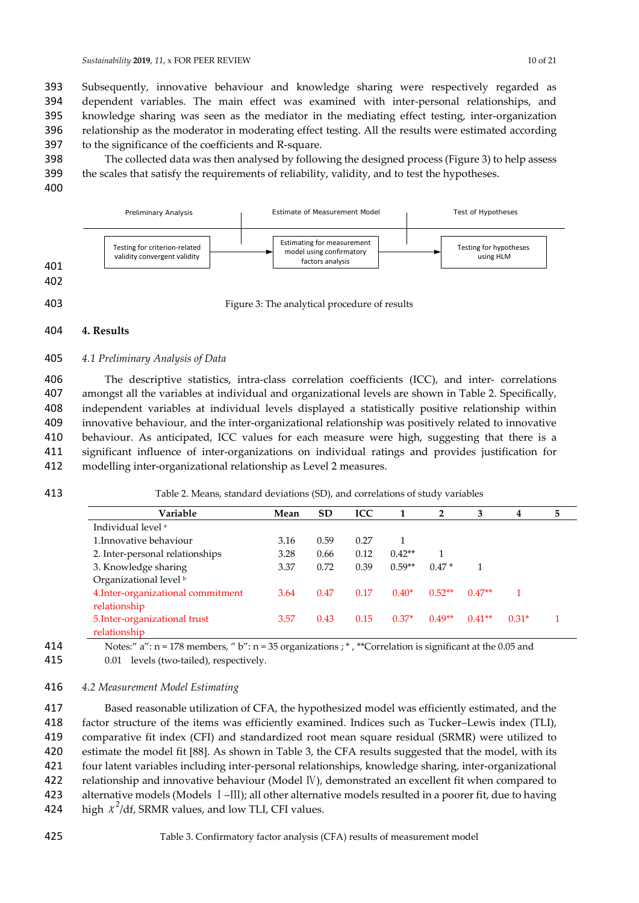Subsequently, innovative behaviour and knowledge sharing were respectively regarded as dependent variables. The main effect was examined with inter-personal relationships, and knowledge sharing was seen as the mediator in the mediating effect testing, inter-organization relationship as the moderator in moderating effect testing. All the results were estimated according to the significance of the coefficients and R-square.

The collected data was then analysed by following the designed process (Figure 3) to help assess the scales that satisfy the requirements of reliability, validity, and to test the hypotheses.

| Preliminary Analysis | Estimate of Measurement Model | Test of Hypotheses |
|---|---|---|
| Testing for criterion-related validity convergent validity → | Estimating for measurement model using confirmatory factors analysis → | Testing for hypotheses using HLM |

Figure 3: The analytical procedure of results

## 4. Results

### 4.1 Preliminary Analysis of Data

The descriptive statistics, intra-class correlation coefficients (ICC), and inter- correlations amongst all the variables at individual and organizational levels are shown in Table 2. Specifically, independent variables at individual levels displayed a statistically positive relationship within innovative behaviour, and the inter-organizational relationship was positively related to innovative behaviour. As anticipated, ICC values for each measure were high, suggesting that there is a significant influence of inter-organizations on individual ratings and provides justification for modelling inter-organizational relationship as Level 2 measures.

Table 2. Means, standard deviations (SD), and correlations of study variables

| Variable | Mean | SD | ICC | 1 | 2 | 3 | 4 | 5 |
|---|---|---|---|---|---|---|---|---|
| Individual level [a] | | | | | | | | |
| 1.Innovative behaviour | 3.16 | 0.59 | 0.27 | 1 | | | | |
| 2. Inter-personal relationships | 3.28 | 0.66 | 0.12 | 0.42** | 1 | | | |
| 3. Knowledge sharing | 3.37 | 0.72 | 0.39 | 0.59** | 0.47 * | 1 | | |
| Organizational level [b] | | | | | | | | |
| 4.Inter-organizational commitment relationship | 3.64 | 0.47 | 0.17 | 0.40* | 0.52** | 0.47** | 1 | |
| 5.Inter-organizational trust relationship | 3.57 | 0.43 | 0.15 | 0.37* | 0.49** | 0.41** | 0.31* | 1 |

Notes:" a": n = 178 members, " b": n = 35 organizations ; * , **Correlation is significant at the 0.05 and 0.01 levels (two-tailed), respectively.

### 4.2 Measurement Model Estimating

Based reasonable utilization of CFA, the hypothesized model was efficiently estimated, and the factor structure of the items was efficiently examined. Indices such as Tucker–Lewis index (TLI), comparative fit index (CFI) and standardized root mean square residual (SRMR) were utilized to estimate the model fit [88]. As shown in Table 3, the CFA results suggested that the model, with its four latent variables including inter-personal relationships, knowledge sharing, inter-organizational relationship and innovative behaviour (Model Ⅳ), demonstrated an excellent fit when compared to alternative models (Models Ⅰ–Ⅲ); all other alternative models resulted in a poorer fit, due to having high $\chi^2$/df, SRMR values, and low TLI, CFI values.

Table 3. Confirmatory factor analysis (CFA) results of measurement model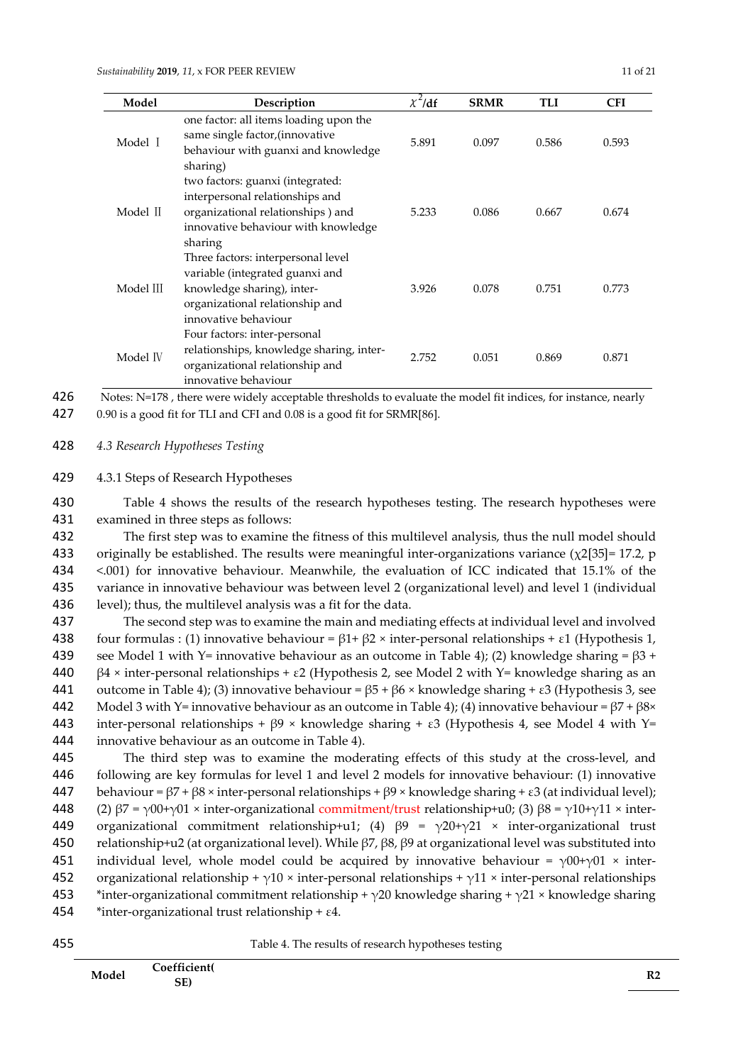| Model | Description | $\chi^2$/df | SRMR | TLI | CFI |
|---|---|---|---|---|---|
| Model Ⅰ | one factor: all items loading upon the same single factor,(innovative behaviour with guanxi and knowledge sharing) | 5.891 | 0.097 | 0.586 | 0.593 |
| Model Ⅱ | two factors: guanxi (integrated: interpersonal relationships and organizational relationships ) and innovative behaviour with knowledge sharing | 5.233 | 0.086 | 0.667 | 0.674 |
| Model Ⅲ | Three factors: interpersonal level variable (integrated guanxi and knowledge sharing), inter-organizational relationship and innovative behaviour | 3.926 | 0.078 | 0.751 | 0.773 |
| Model Ⅳ | Four factors: inter-personal relationships, knowledge sharing, inter-organizational relationship and innovative behaviour | 2.752 | 0.051 | 0.869 | 0.871 |

Notes: N=178 , there were widely acceptable thresholds to evaluate the model fit indices, for instance, nearly 0.90 is a good fit for TLI and CFI and 0.08 is a good fit for SRMR[86].

### *4.3 Research Hypotheses Testing*

#### 4.3.1 Steps of Research Hypotheses

Table 4 shows the results of the research hypotheses testing. The research hypotheses were examined in three steps as follows:

The first step was to examine the fitness of this multilevel analysis, thus the null model should originally be established. The results were meaningful inter-organizations variance ($\chi 2[35]$= 17.2, p <.001) for innovative behaviour. Meanwhile, the evaluation of ICC indicated that 15.1% of the variance in innovative behaviour was between level 2 (organizational level) and level 1 (individual level); thus, the multilevel analysis was a fit for the data.

The second step was to examine the main and mediating effects at individual level and involved four formulas : (1) innovative behaviour = $\beta 1$+ $\beta 2$ × inter-personal relationships + $\varepsilon 1$ (Hypothesis 1, see Model 1 with Y= innovative behaviour as an outcome in Table 4); (2) knowledge sharing = $\beta 3$ + $\beta 4$ × inter-personal relationships + $\varepsilon 2$ (Hypothesis 2, see Model 2 with Y= knowledge sharing as an outcome in Table 4); (3) innovative behaviour = $\beta 5$ + $\beta 6$ × knowledge sharing + $\varepsilon 3$ (Hypothesis 3, see Model 3 with Y= innovative behaviour as an outcome in Table 4); (4) innovative behaviour = $\beta 7$ + $\beta 8$× inter-personal relationships + $\beta 9$ × knowledge sharing + $\varepsilon 3$ (Hypothesis 4, see Model 4 with Y= innovative behaviour as an outcome in Table 4).

The third step was to examine the moderating effects of this study at the cross-level, and following are key formulas for level 1 and level 2 models for innovative behaviour: (1) innovative behaviour = $\beta 7$ + $\beta 8$ × inter-personal relationships + $\beta 9$ × knowledge sharing + $\varepsilon 3$ (at individual level); (2) $\beta 7$ = $\gamma 00$+$\gamma 01$ × inter-organizational commitment/trust relationship+u0; (3) $\beta 8$ = $\gamma 10$+$\gamma 11$ × inter-organizational commitment relationship+u1; (4) $\beta 9$ = $\gamma 20$+$\gamma 21$ × inter-organizational trust relationship+u2 (at organizational level). While $\beta 7$, $\beta 8$, $\beta 9$ at organizational level was substituted into individual level, whole model could be acquired by innovative behaviour = $\gamma 00$+$\gamma 01$ × inter-organizational relationship + $\gamma 10$ × inter-personal relationships + $\gamma 11$ × inter-personal relationships *inter-organizational commitment relationship + $\gamma 20$ knowledge sharing + $\gamma 21$ × knowledge sharing *inter-organizational trust relationship + $\varepsilon 4$.

Table 4. The results of research hypotheses testing

| Model | Coefficient( SE) | R2 |
|---|---|---|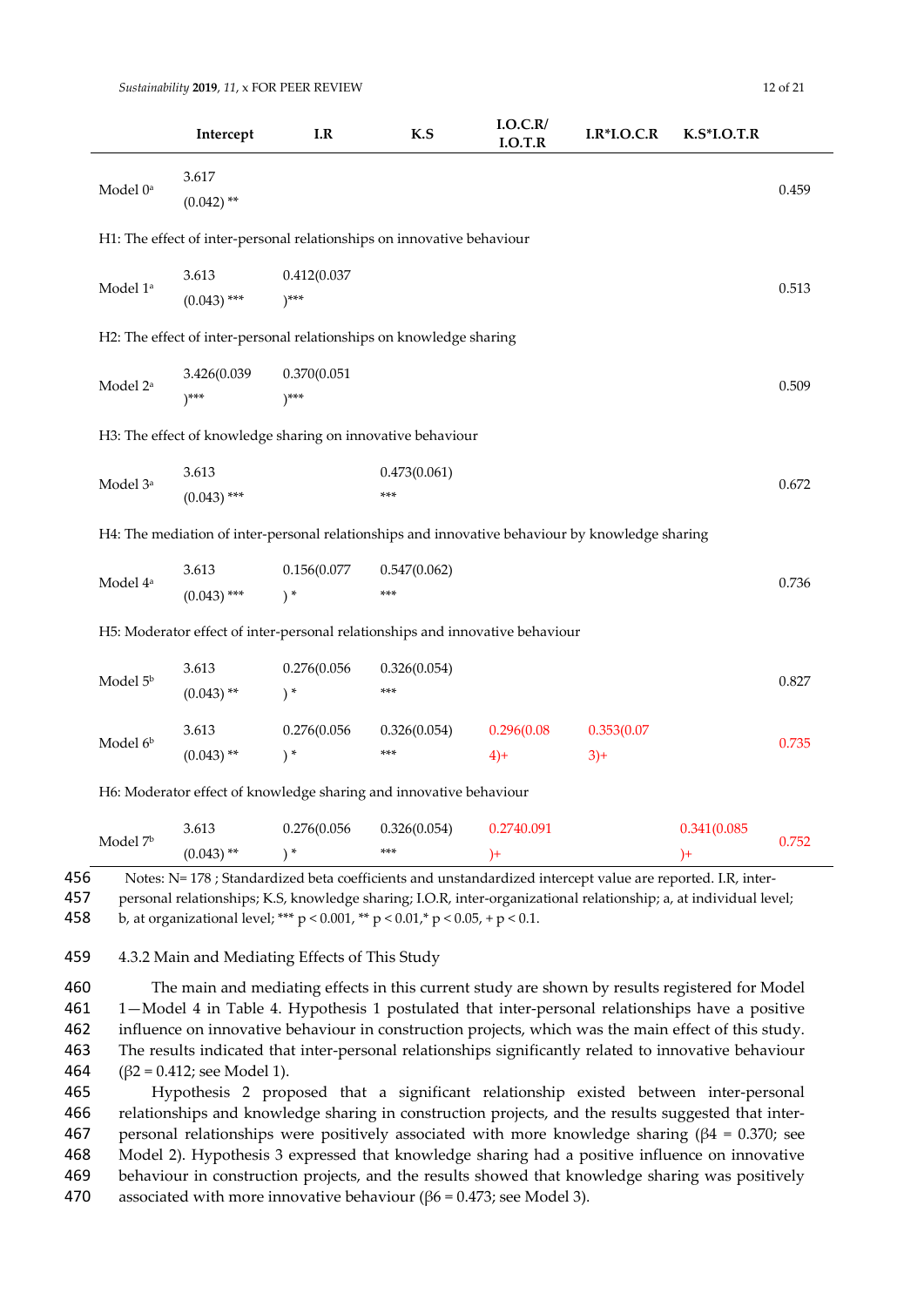| | Intercept | I.R | K.S | I.O.C.R/ I.O.T.R | I.R*I.O.C.R | K.S*I.O.T.R | |
|---|---|---|---|---|---|---|---|
| Model 0[a] | 3.617 (0.042) ** | | | | | | 0.459 |
| H1: The effect of inter-personal relationships on innovative behaviour | | | | | | | |
| Model 1[a] | 3.613 (0.043) *** | 0.412(0.037 )*** | | | | | 0.513 |
| H2: The effect of inter-personal relationships on knowledge sharing | | | | | | | |
| Model 2[a] | 3.426(0.039 )*** | 0.370(0.051 )*** | | | | | 0.509 |
| H3: The effect of knowledge sharing on innovative behaviour | | | | | | | |
| Model 3[a] | 3.613 (0.043) *** | | 0.473(0.061) *** | | | | 0.672 |
| H4: The mediation of inter-personal relationships and innovative behaviour by knowledge sharing | | | | | | | |
| Model 4[a] | 3.613 (0.043) *** | 0.156(0.077 ) * | 0.547(0.062) *** | | | | 0.736 |
| H5: Moderator effect of inter-personal relationships and innovative behaviour | | | | | | | |
| Model 5[b] | 3.613 (0.043) ** | 0.276(0.056 ) * | 0.326(0.054) *** | | | | 0.827 |
| Model 6[b] | 3.613 (0.043) ** | 0.276(0.056 ) * | 0.326(0.054) *** | 0.296(0.08 4)+ | 0.353(0.07 3)+ | | 0.735 |
| H6: Moderator effect of knowledge sharing and innovative behaviour | | | | | | | |
| Model 7[b] | 3.613 (0.043) ** | 0.276(0.056 ) * | 0.326(0.054) *** | 0.2740.091 )+ | | 0.341(0.085 )+ | 0.752 |

Notes: N= 178 ; Standardized beta coefficients and unstandardized intercept value are reported. I.R, inter-personal relationships; K.S, knowledge sharing; I.O.R, inter-organizational relationship; a, at individual level; b, at organizational level; *** $p < 0.001$, ** $p < 0.01$,* $p < 0.05$, + $p < 0.1$.

4.3.2 Main and Mediating Effects of This Study

The main and mediating effects in this current study are shown by results registered for Model 1—Model 4 in Table 4. Hypothesis 1 postulated that inter-personal relationships have a positive influence on innovative behaviour in construction projects, which was the main effect of this study. The results indicated that inter-personal relationships significantly related to innovative behaviour ($\beta2 = 0.412$; see Model 1).

Hypothesis 2 proposed that a significant relationship existed between inter-personal relationships and knowledge sharing in construction projects, and the results suggested that inter-personal relationships were positively associated with more knowledge sharing ($\beta4 = 0.370$; see Model 2). Hypothesis 3 expressed that knowledge sharing had a positive influence on innovative behaviour in construction projects, and the results showed that knowledge sharing was positively associated with more innovative behaviour ($\beta6 = 0.473$; see Model 3).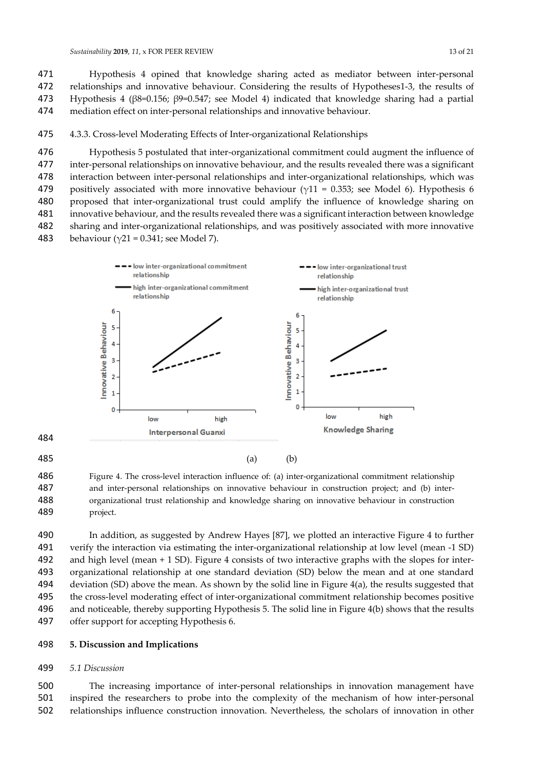Hypothesis 4 opined that knowledge sharing acted as mediator between inter-personal relationships and innovative behaviour. Considering the results of Hypotheses1-3, the results of Hypothesis 4 ($\beta 8$=0.156; $\beta 9$=0.547; see Model 4) indicated that knowledge sharing had a partial mediation effect on inter-personal relationships and innovative behaviour.

### 4.3.3. Cross-level Moderating Effects of Inter-organizational Relationships

Hypothesis 5 postulated that inter-organizational commitment could augment the influence of inter-personal relationships on innovative behaviour, and the results revealed there was a significant interaction between inter-personal relationships and inter-organizational relationships, which was positively associated with more innovative behaviour ($\gamma 11$ = 0.353; see Model 6). Hypothesis 6 proposed that inter-organizational trust could amplify the influence of knowledge sharing on innovative behaviour, and the results revealed there was a significant interaction between knowledge sharing and inter-organizational relationships, and was positively associated with more innovative behaviour ($\gamma 21$ = 0.341; see Model 7).

(a) (b)

Figure 4. The cross-level interaction influence of: (a) inter-organizational commitment relationship and inter-personal relationships on innovative behaviour in construction project; and (b) inter-organizational trust relationship and knowledge sharing on innovative behaviour in construction project.

In addition, as suggested by Andrew Hayes [87], we plotted an interactive Figure 4 to further verify the interaction via estimating the inter-organizational relationship at low level (mean -1 SD) and high level (mean + 1 SD). Figure 4 consists of two interactive graphs with the slopes for inter-organizational relationship at one standard deviation (SD) below the mean and at one standard deviation (SD) above the mean. As shown by the solid line in Figure 4(a), the results suggested that the cross-level moderating effect of inter-organizational commitment relationship becomes positive and noticeable, thereby supporting Hypothesis 5. The solid line in Figure 4(b) shows that the results offer support for accepting Hypothesis 6.

## 5. Discussion and Implications

### *5.1 Discussion*

The increasing importance of inter-personal relationships in innovation management have inspired the researchers to probe into the complexity of the mechanism of how inter-personal relationships influence construction innovation. Nevertheless, the scholars of innovation in other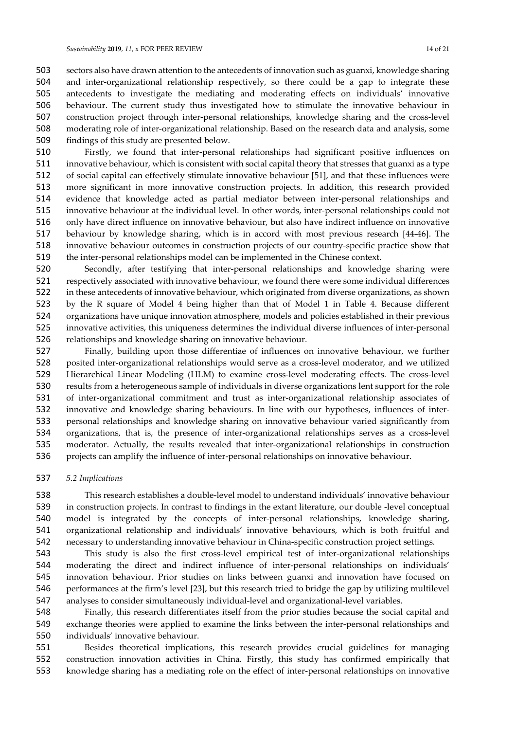sectors also have drawn attention to the antecedents of innovation such as guanxi, knowledge sharing and inter-organizational relationship respectively, so there could be a gap to integrate these antecedents to investigate the mediating and moderating effects on individuals' innovative behaviour. The current study thus investigated how to stimulate the innovative behaviour in construction project through inter-personal relationships, knowledge sharing and the cross-level moderating role of inter-organizational relationship. Based on the research data and analysis, some findings of this study are presented below.

Firstly, we found that inter-personal relationships had significant positive influences on innovative behaviour, which is consistent with social capital theory that stresses that guanxi as a type of social capital can effectively stimulate innovative behaviour [51], and that these influences were more significant in more innovative construction projects. In addition, this research provided evidence that knowledge acted as partial mediator between inter-personal relationships and innovative behaviour at the individual level. In other words, inter-personal relationships could not only have direct influence on innovative behaviour, but also have indirect influence on innovative behaviour by knowledge sharing, which is in accord with most previous research [44-46]. The innovative behaviour outcomes in construction projects of our country-specific practice show that the inter-personal relationships model can be implemented in the Chinese context.

Secondly, after testifying that inter-personal relationships and knowledge sharing were respectively associated with innovative behaviour, we found there were some individual differences in these antecedents of innovative behaviour, which originated from diverse organizations, as shown by the R square of Model 4 being higher than that of Model 1 in Table 4. Because different organizations have unique innovation atmosphere, models and policies established in their previous innovative activities, this uniqueness determines the individual diverse influences of inter-personal relationships and knowledge sharing on innovative behaviour.

Finally, building upon those differentiae of influences on innovative behaviour, we further posited inter-organizational relationships would serve as a cross-level moderator, and we utilized Hierarchical Linear Modeling (HLM) to examine cross-level moderating effects. The cross-level results from a heterogeneous sample of individuals in diverse organizations lent support for the role of inter-organizational commitment and trust as inter-organizational relationship associates of innovative and knowledge sharing behaviours. In line with our hypotheses, influences of inter-personal relationships and knowledge sharing on innovative behaviour varied significantly from organizations, that is, the presence of inter-organizational relationships serves as a cross-level moderator. Actually, the results revealed that inter-organizational relationships in construction projects can amplify the influence of inter-personal relationships on innovative behaviour.

### *5.2 Implications*

This research establishes a double-level model to understand individuals' innovative behaviour in construction projects. In contrast to findings in the extant literature, our double -level conceptual model is integrated by the concepts of inter-personal relationships, knowledge sharing, organizational relationship and individuals' innovative behaviours, which is both fruitful and necessary to understanding innovative behaviour in China-specific construction project settings.

This study is also the first cross-level empirical test of inter-organizational relationships moderating the direct and indirect influence of inter-personal relationships on individuals' innovation behaviour. Prior studies on links between guanxi and innovation have focused on performances at the firm's level [23], but this research tried to bridge the gap by utilizing multilevel analyses to consider simultaneously individual-level and organizational-level variables.

Finally, this research differentiates itself from the prior studies because the social capital and exchange theories were applied to examine the links between the inter-personal relationships and individuals' innovative behaviour.

Besides theoretical implications, this research provides crucial guidelines for managing construction innovation activities in China. Firstly, this study has confirmed empirically that knowledge sharing has a mediating role on the effect of inter-personal relationships on innovative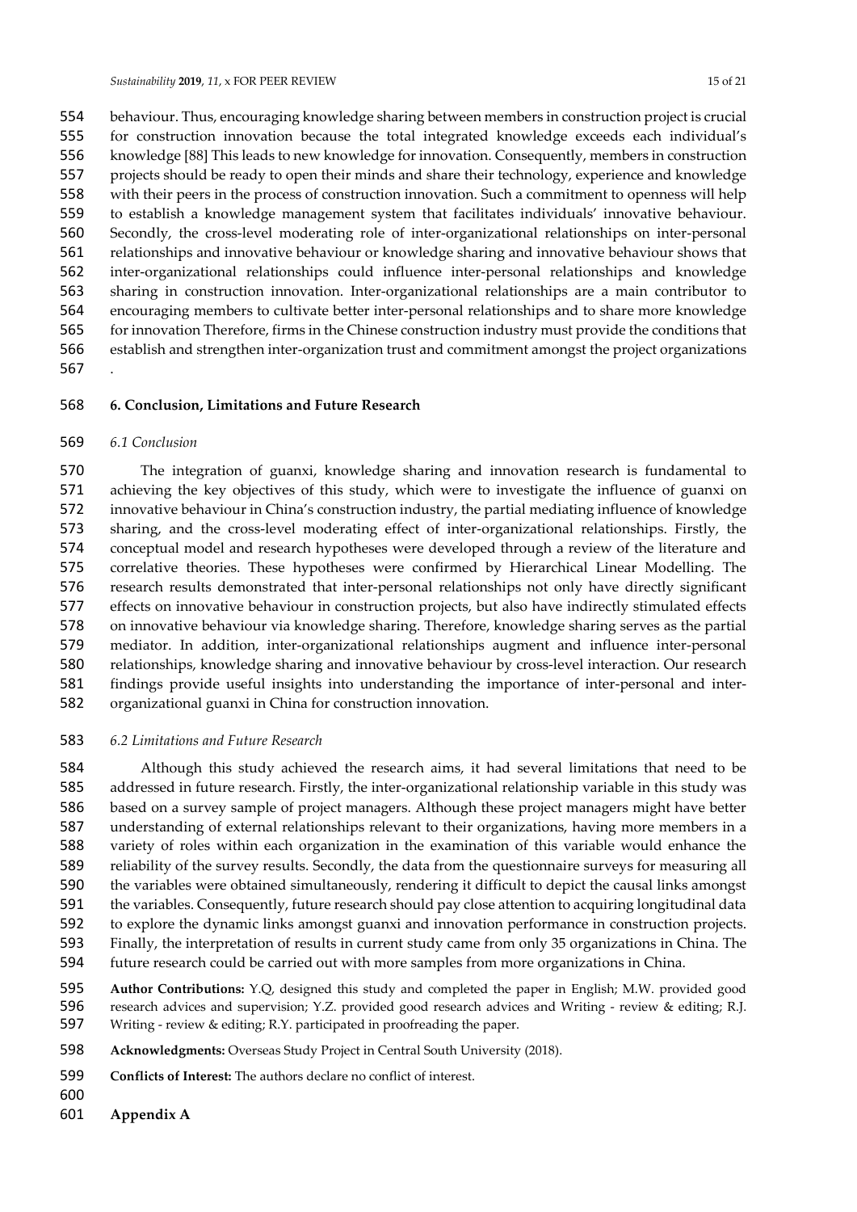behaviour. Thus, encouraging knowledge sharing between members in construction project is crucial for construction innovation because the total integrated knowledge exceeds each individual's knowledge [88] This leads to new knowledge for innovation. Consequently, members in construction projects should be ready to open their minds and share their technology, experience and knowledge with their peers in the process of construction innovation. Such a commitment to openness will help to establish a knowledge management system that facilitates individuals' innovative behaviour. Secondly, the cross-level moderating role of inter-organizational relationships on inter-personal relationships and innovative behaviour or knowledge sharing and innovative behaviour shows that inter-organizational relationships could influence inter-personal relationships and knowledge sharing in construction innovation. Inter-organizational relationships are a main contributor to encouraging members to cultivate better inter-personal relationships and to share more knowledge for innovation Therefore, firms in the Chinese construction industry must provide the conditions that establish and strengthen inter-organization trust and commitment amongst the project organizations .

## 6. Conclusion, Limitations and Future Research

### *6.1 Conclusion*

The integration of guanxi, knowledge sharing and innovation research is fundamental to achieving the key objectives of this study, which were to investigate the influence of guanxi on innovative behaviour in China's construction industry, the partial mediating influence of knowledge sharing, and the cross-level moderating effect of inter-organizational relationships. Firstly, the conceptual model and research hypotheses were developed through a review of the literature and correlative theories. These hypotheses were confirmed by Hierarchical Linear Modelling. The research results demonstrated that inter-personal relationships not only have directly significant effects on innovative behaviour in construction projects, but also have indirectly stimulated effects on innovative behaviour via knowledge sharing. Therefore, knowledge sharing serves as the partial mediator. In addition, inter-organizational relationships augment and influence inter-personal relationships, knowledge sharing and innovative behaviour by cross-level interaction. Our research findings provide useful insights into understanding the importance of inter-personal and inter-organizational guanxi in China for construction innovation.

### *6.2 Limitations and Future Research*

Although this study achieved the research aims, it had several limitations that need to be addressed in future research. Firstly, the inter-organizational relationship variable in this study was based on a survey sample of project managers. Although these project managers might have better understanding of external relationships relevant to their organizations, having more members in a variety of roles within each organization in the examination of this variable would enhance the reliability of the survey results. Secondly, the data from the questionnaire surveys for measuring all the variables were obtained simultaneously, rendering it difficult to depict the causal links amongst the variables. Consequently, future research should pay close attention to acquiring longitudinal data to explore the dynamic links amongst guanxi and innovation performance in construction projects. Finally, the interpretation of results in current study came from only 35 organizations in China. The future research could be carried out with more samples from more organizations in China.

**Author Contributions:** Y.Q, designed this study and completed the paper in English; M.W. provided good research advices and supervision; Y.Z. provided good research advices and Writing - review & editing; R.J. Writing - review & editing; R.Y. participated in proofreading the paper.

**Acknowledgments:** Overseas Study Project in Central South University (2018).

**Conflicts of Interest:** The authors declare no conflict of interest.

## Appendix A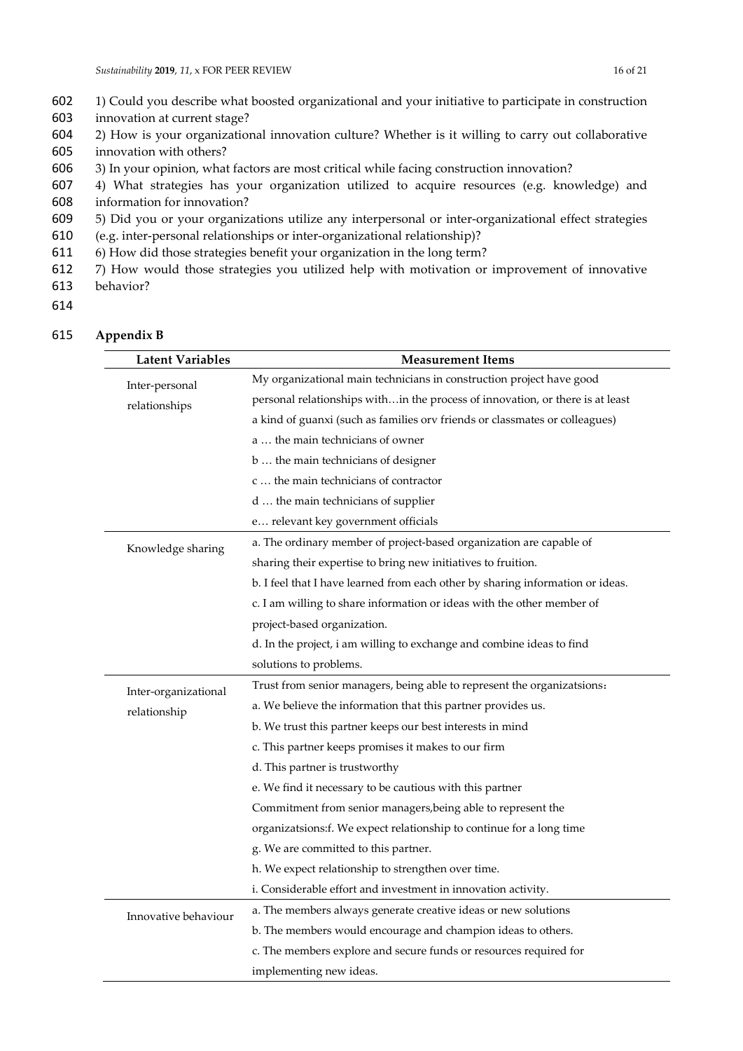1) Could you describe what boosted organizational and your initiative to participate in construction innovation at current stage?
2) How is your organizational innovation culture? Whether is it willing to carry out collaborative innovation with others?
3) In your opinion, what factors are most critical while facing construction innovation?
4) What strategies has your organization utilized to acquire resources (e.g. knowledge) and information for innovation?
5) Did you or your organizations utilize any interpersonal or inter-organizational effect strategies (e.g. inter-personal relationships or inter-organizational relationship)?
6) How did those strategies benefit your organization in the long term?
7) How would those strategies you utilized help with motivation or improvement of innovative behavior?

## Appendix B

| Latent Variables | Measurement Items |
|---|---|
| Inter-personal relationships | My organizational main technicians in construction project have good personal relationships with…in the process of innovation, or there is at least a kind of guanxi (such as families orv friends or classmates or colleagues)<br>a … the main technicians of owner<br>b … the main technicians of designer<br>c … the main technicians of contractor<br>d … the main technicians of supplier<br>e… relevant key government officials |
| Knowledge sharing | a. The ordinary member of project-based organization are capable of sharing their expertise to bring new initiatives to fruition.<br>b. I feel that I have learned from each other by sharing information or ideas.<br>c. I am willing to share information or ideas with the other member of project-based organization.<br>d. In the project, i am willing to exchange and combine ideas to find solutions to problems. |
| Inter-organizational relationship | Trust from senior managers, being able to represent the organizatsions：<br>a. We believe the information that this partner provides us.<br>b. We trust this partner keeps our best interests in mind<br>c. This partner keeps promises it makes to our firm<br>d. This partner is trustworthy<br>e. We find it necessary to be cautious with this partner<br>Commitment from senior managers,being able to represent the organizatsions:f. We expect relationship to continue for a long time<br>g. We are committed to this partner.<br>h. We expect relationship to strengthen over time.<br>i. Considerable effort and investment in innovation activity. |
| Innovative behaviour | a. The members always generate creative ideas or new solutions<br>b. The members would encourage and champion ideas to others.<br>c. The members explore and secure funds or resources required for implementing new ideas. |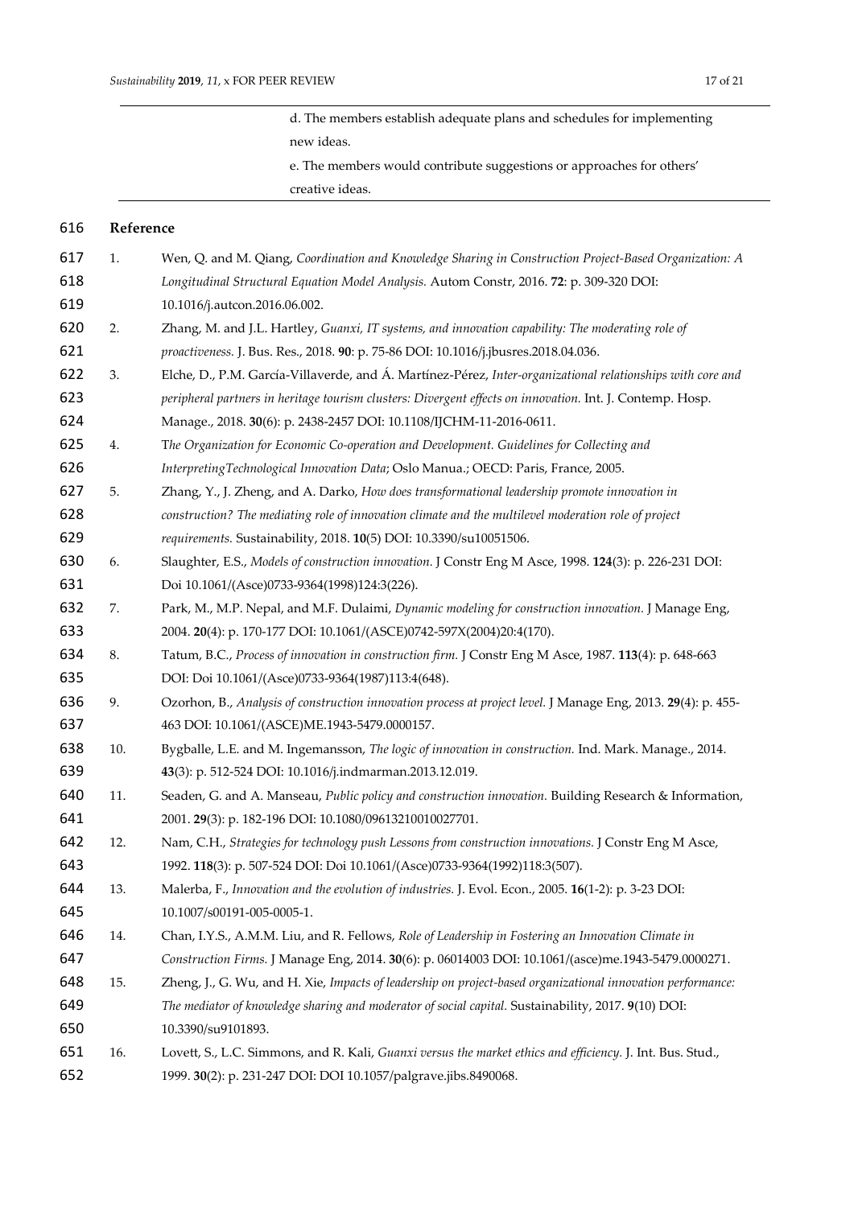| | d. The members establish adequate plans and schedules for implementing new ideas. |
|---|---|
| | e. The members would contribute suggestions or approaches for others' creative ideas. |

## Reference

1. Wen, Q. and M. Qiang, *Coordination and Knowledge Sharing in Construction Project-Based Organization: A Longitudinal Structural Equation Model Analysis.* Autom Constr, 2016. **72**: p. 309-320 DOI: 10.1016/j.autcon.2016.06.002.
2. Zhang, M. and J.L. Hartley, *Guanxi, IT systems, and innovation capability: The moderating role of proactiveness.* J. Bus. Res., 2018. **90**: p. 75-86 DOI: 10.1016/j.jbusres.2018.04.036.
3. Elche, D., P.M. García-Villaverde, and Á. Martínez-Pérez, *Inter-organizational relationships with core and peripheral partners in heritage tourism clusters: Divergent effects on innovation.* Int. J. Contemp. Hosp. Manage., 2018. **30**(6): p. 2438-2457 DOI: 10.1108/IJCHM-11-2016-0611.
4. T*he Organization for Economic Co-operation and Development. Guidelines for Collecting and InterpretingTechnological Innovation Data*; Oslo Manua.; OECD: Paris, France, 2005.
5. Zhang, Y., J. Zheng, and A. Darko, *How does transformational leadership promote innovation in construction? The mediating role of innovation climate and the multilevel moderation role of project requirements.* Sustainability, 2018. **10**(5) DOI: 10.3390/su10051506.
6. Slaughter, E.S., *Models of construction innovation.* J Constr Eng M Asce, 1998. **124**(3): p. 226-231 DOI: Doi 10.1061/(Asce)0733-9364(1998)124:3(226).
7. Park, M., M.P. Nepal, and M.F. Dulaimi, *Dynamic modeling for construction innovation.* J Manage Eng, 2004. **20**(4): p. 170-177 DOI: 10.1061/(ASCE)0742-597X(2004)20:4(170).
8. Tatum, B.C., *Process of innovation in construction firm.* J Constr Eng M Asce, 1987. **113**(4): p. 648-663 DOI: Doi 10.1061/(Asce)0733-9364(1987)113:4(648).
9. Ozorhon, B., *Analysis of construction innovation process at project level.* J Manage Eng, 2013. **29**(4): p. 455-463 DOI: 10.1061/(ASCE)ME.1943-5479.0000157.
10. Bygballe, L.E. and M. Ingemansson, *The logic of innovation in construction.* Ind. Mark. Manage., 2014. **43**(3): p. 512-524 DOI: 10.1016/j.indmarman.2013.12.019.
11. Seaden, G. and A. Manseau, *Public policy and construction innovation.* Building Research & Information, 2001. **29**(3): p. 182-196 DOI: 10.1080/09613210010027701.
12. Nam, C.H., *Strategies for technology push Lessons from construction innovations.* J Constr Eng M Asce, 1992. **118**(3): p. 507-524 DOI: Doi 10.1061/(Asce)0733-9364(1992)118:3(507).
13. Malerba, F., *Innovation and the evolution of industries.* J. Evol. Econ., 2005. **16**(1-2): p. 3-23 DOI: 10.1007/s00191-005-0005-1.
14. Chan, I.Y.S., A.M.M. Liu, and R. Fellows, *Role of Leadership in Fostering an Innovation Climate in Construction Firms.* J Manage Eng, 2014. **30**(6): p. 06014003 DOI: 10.1061/(asce)me.1943-5479.0000271.
15. Zheng, J., G. Wu, and H. Xie, *Impacts of leadership on project-based organizational innovation performance: The mediator of knowledge sharing and moderator of social capital.* Sustainability, 2017. **9**(10) DOI: 10.3390/su9101893.
16. Lovett, S., L.C. Simmons, and R. Kali, *Guanxi versus the market ethics and efficiency.* J. Int. Bus. Stud., 1999. **30**(2): p. 231-247 DOI: DOI 10.1057/palgrave.jibs.8490068.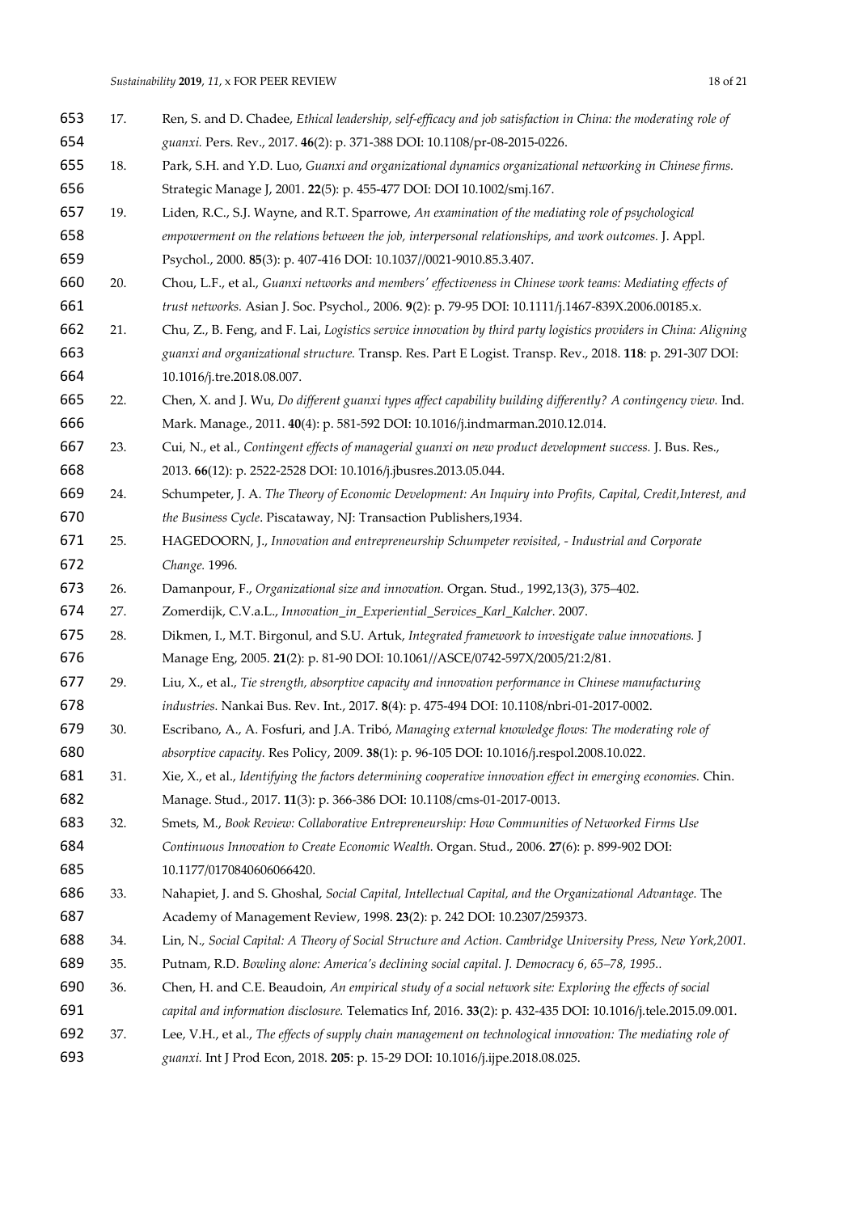17. Ren, S. and D. Chadee, *Ethical leadership, self-efficacy and job satisfaction in China: the moderating role of guanxi.* Pers. Rev., 2017. **46**(2): p. 371-388 DOI: 10.1108/pr-08-2015-0226.
18. Park, S.H. and Y.D. Luo, *Guanxi and organizational dynamics organizational networking in Chinese firms.* Strategic Manage J, 2001. **22**(5): p. 455-477 DOI: DOI 10.1002/smj.167.
19. Liden, R.C., S.J. Wayne, and R.T. Sparrowe, *An examination of the mediating role of psychological empowerment on the relations between the job, interpersonal relationships, and work outcomes.* J. Appl. Psychol., 2000. **85**(3): p. 407-416 DOI: 10.1037//0021-9010.85.3.407.
20. Chou, L.F., et al., *Guanxi networks and members' effectiveness in Chinese work teams: Mediating effects of trust networks.* Asian J. Soc. Psychol., 2006. **9**(2): p. 79-95 DOI: 10.1111/j.1467-839X.2006.00185.x.
21. Chu, Z., B. Feng, and F. Lai, *Logistics service innovation by third party logistics providers in China: Aligning guanxi and organizational structure.* Transp. Res. Part E Logist. Transp. Rev., 2018. **118**: p. 291-307 DOI: 10.1016/j.tre.2018.08.007.
22. Chen, X. and J. Wu, *Do different guanxi types affect capability building differently? A contingency view.* Ind. Mark. Manage., 2011. **40**(4): p. 581-592 DOI: 10.1016/j.indmarman.2010.12.014.
23. Cui, N., et al., *Contingent effects of managerial guanxi on new product development success.* J. Bus. Res., 2013. **66**(12): p. 2522-2528 DOI: 10.1016/j.jbusres.2013.05.044.
24. Schumpeter, J. A. *The Theory of Economic Development: An Inquiry into Profits, Capital, Credit,Interest, and the Business Cycle*. Piscataway, NJ: Transaction Publishers,1934.
25. HAGEDOORN, J., *Innovation and entrepreneurship Schumpeter revisited, - Industrial and Corporate Change.* 1996.
26. Damanpour, F., *Organizational size and innovation.* Organ. Stud., 1992,13(3), 375–402.
27. Zomerdijk, C.V.a.L., *Innovation_in_Experiential_Services_Karl_Kalcher.* 2007.
28. Dikmen, I., M.T. Birgonul, and S.U. Artuk, *Integrated framework to investigate value innovations.* J Manage Eng, 2005. **21**(2): p. 81-90 DOI: 10.1061//ASCE/0742-597X/2005/21:2/81.
29. Liu, X., et al., *Tie strength, absorptive capacity and innovation performance in Chinese manufacturing industries.* Nankai Bus. Rev. Int., 2017. **8**(4): p. 475-494 DOI: 10.1108/nbri-01-2017-0002.
30. Escribano, A., A. Fosfuri, and J.A. Tribó, *Managing external knowledge flows: The moderating role of absorptive capacity.* Res Policy, 2009. **38**(1): p. 96-105 DOI: 10.1016/j.respol.2008.10.022.
31. Xie, X., et al., *Identifying the factors determining cooperative innovation effect in emerging economies.* Chin. Manage. Stud., 2017. **11**(3): p. 366-386 DOI: 10.1108/cms-01-2017-0013.
32. Smets, M., *Book Review: Collaborative Entrepreneurship: How Communities of Networked Firms Use Continuous Innovation to Create Economic Wealth.* Organ. Stud., 2006. **27**(6): p. 899-902 DOI: 10.1177/0170840606066420.
33. Nahapiet, J. and S. Ghoshal, *Social Capital, Intellectual Capital, and the Organizational Advantage.* The Academy of Management Review, 1998. **23**(2): p. 242 DOI: 10.2307/259373.
34. Lin, N., *Social Capital: A Theory of Social Structure and Action. Cambridge University Press, New York,2001.*
35. Putnam, R.D. *Bowling alone: America's declining social capital. J. Democracy 6, 65–78, 1995..*
36. Chen, H. and C.E. Beaudoin, *An empirical study of a social network site: Exploring the effects of social capital and information disclosure.* Telematics Inf, 2016. **33**(2): p. 432-435 DOI: 10.1016/j.tele.2015.09.001.
37. Lee, V.H., et al., *The effects of supply chain management on technological innovation: The mediating role of guanxi.* Int J Prod Econ, 2018. **205**: p. 15-29 DOI: 10.1016/j.ijpe.2018.08.025.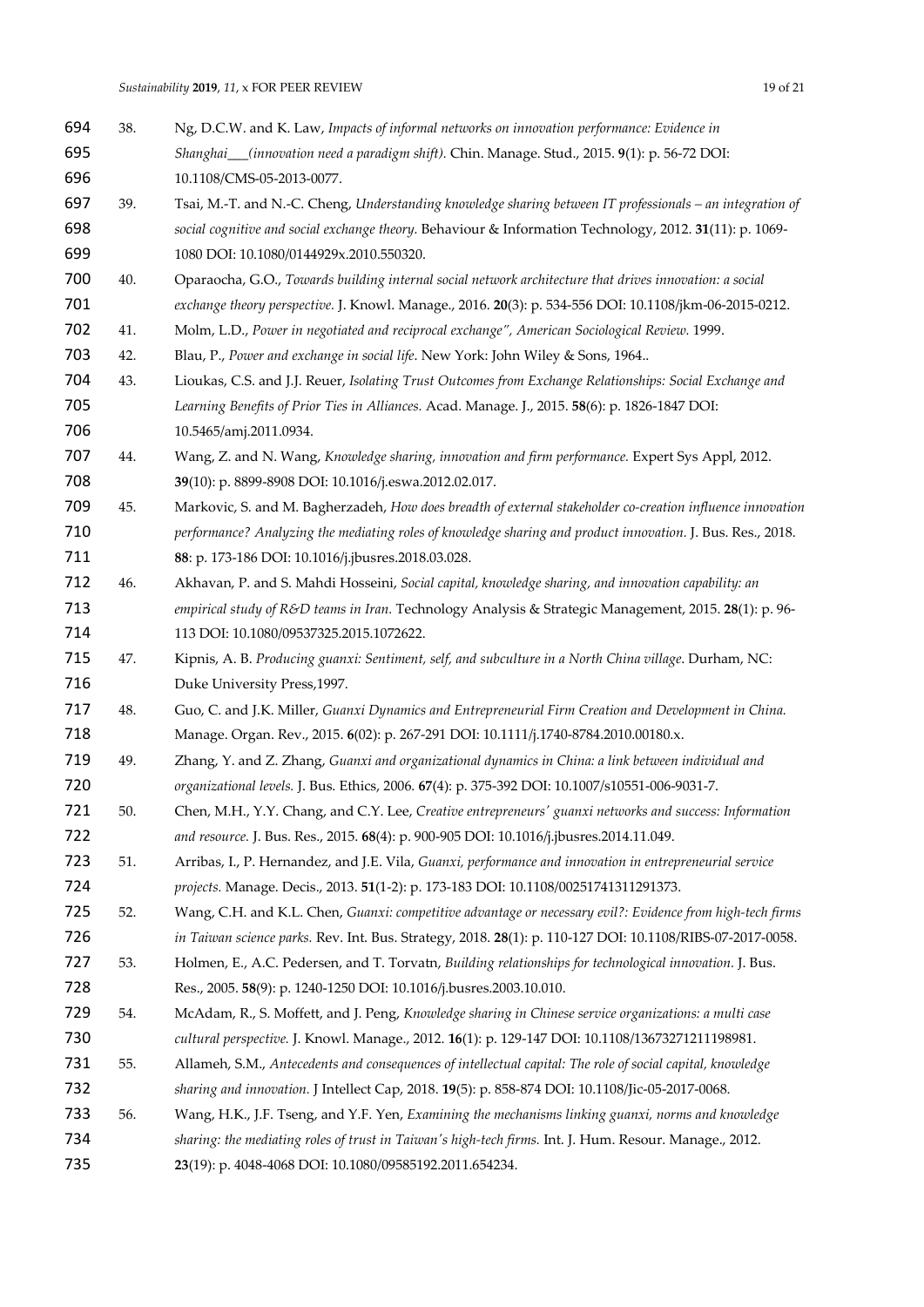38. Ng, D.C.W. and K. Law, *Impacts of informal networks on innovation performance: Evidence in Shanghai___(innovation need a paradigm shift).* Chin. Manage. Stud., 2015. **9**(1): p. 56-72 DOI: 10.1108/CMS-05-2013-0077.
39. Tsai, M.-T. and N.-C. Cheng, *Understanding knowledge sharing between IT professionals – an integration of social cognitive and social exchange theory.* Behaviour & Information Technology, 2012. **31**(11): p. 1069-1080 DOI: 10.1080/0144929x.2010.550320.
40. Oparaocha, G.O., *Towards building internal social network architecture that drives innovation: a social exchange theory perspective.* J. Knowl. Manage., 2016. **20**(3): p. 534-556 DOI: 10.1108/jkm-06-2015-0212.
41. Molm, L.D., *Power in negotiated and reciprocal exchange", American Sociological Review.* 1999.
42. Blau, P., *Power and exchange in social life*. New York: John Wiley & Sons, 1964..
43. Lioukas, C.S. and J.J. Reuer, *Isolating Trust Outcomes from Exchange Relationships: Social Exchange and Learning Benefits of Prior Ties in Alliances.* Acad. Manage. J., 2015. **58**(6): p. 1826-1847 DOI: 10.5465/amj.2011.0934.
44. Wang, Z. and N. Wang, *Knowledge sharing, innovation and firm performance.* Expert Sys Appl, 2012. **39**(10): p. 8899-8908 DOI: 10.1016/j.eswa.2012.02.017.
45. Markovic, S. and M. Bagherzadeh, *How does breadth of external stakeholder co-creation influence innovation performance? Analyzing the mediating roles of knowledge sharing and product innovation.* J. Bus. Res., 2018. **88**: p. 173-186 DOI: 10.1016/j.jbusres.2018.03.028.
46. Akhavan, P. and S. Mahdi Hosseini, *Social capital, knowledge sharing, and innovation capability: an empirical study of R&D teams in Iran.* Technology Analysis & Strategic Management, 2015. **28**(1): p. 96-113 DOI: 10.1080/09537325.2015.1072622.
47. Kipnis, A. B. *Producing guanxi: Sentiment, self, and subculture in a North China village*. Durham, NC: Duke University Press,1997.
48. Guo, C. and J.K. Miller, *Guanxi Dynamics and Entrepreneurial Firm Creation and Development in China.* Manage. Organ. Rev., 2015. **6**(02): p. 267-291 DOI: 10.1111/j.1740-8784.2010.00180.x.
49. Zhang, Y. and Z. Zhang, *Guanxi and organizational dynamics in China: a link between individual and organizational levels.* J. Bus. Ethics, 2006. **67**(4): p. 375-392 DOI: 10.1007/s10551-006-9031-7.
50. Chen, M.H., Y.Y. Chang, and C.Y. Lee, *Creative entrepreneurs' guanxi networks and success: Information and resource.* J. Bus. Res., 2015. **68**(4): p. 900-905 DOI: 10.1016/j.jbusres.2014.11.049.
51. Arribas, I., P. Hernandez, and J.E. Vila, *Guanxi, performance and innovation in entrepreneurial service projects.* Manage. Decis., 2013. **51**(1-2): p. 173-183 DOI: 10.1108/00251741311291373.
52. Wang, C.H. and K.L. Chen, *Guanxi: competitive advantage or necessary evil?: Evidence from high-tech firms in Taiwan science parks.* Rev. Int. Bus. Strategy, 2018. **28**(1): p. 110-127 DOI: 10.1108/RIBS-07-2017-0058.
53. Holmen, E., A.C. Pedersen, and T. Torvatn, *Building relationships for technological innovation.* J. Bus. Res., 2005. **58**(9): p. 1240-1250 DOI: 10.1016/j.busres.2003.10.010.
54. McAdam, R., S. Moffett, and J. Peng, *Knowledge sharing in Chinese service organizations: a multi case cultural perspective.* J. Knowl. Manage., 2012. **16**(1): p. 129-147 DOI: 10.1108/13673271211198981.
55. Allameh, S.M., *Antecedents and consequences of intellectual capital: The role of social capital, knowledge sharing and innovation.* J Intellect Cap, 2018. **19**(5): p. 858-874 DOI: 10.1108/Jic-05-2017-0068.
56. Wang, H.K., J.F. Tseng, and Y.F. Yen, *Examining the mechanisms linking guanxi, norms and knowledge sharing: the mediating roles of trust in Taiwan's high-tech firms.* Int. J. Hum. Resour. Manage., 2012. **23**(19): p. 4048-4068 DOI: 10.1080/09585192.2011.654234.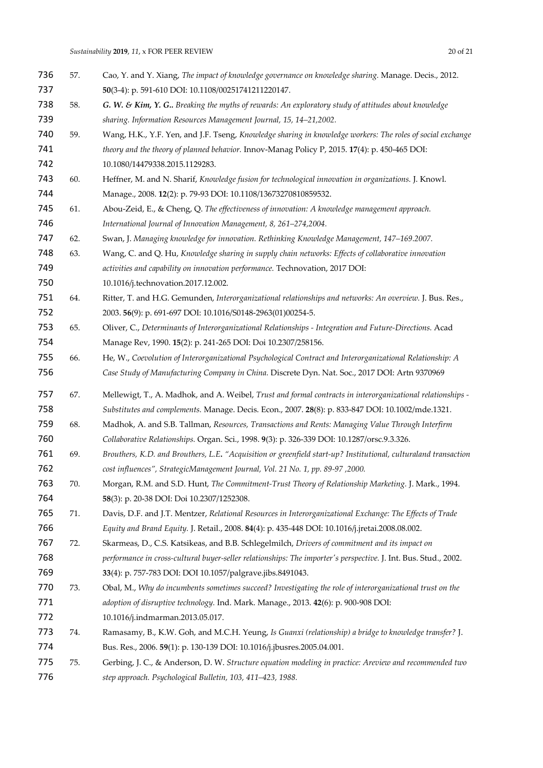57. Cao, Y. and Y. Xiang, *The impact of knowledge governance on knowledge sharing.* Manage. Decis., 2012. **50**(3-4): p. 591-610 DOI: 10.1108/00251741211220147.
58. ***G. W. & Kim, Y. G..*** *Breaking the myths of rewards: An exploratory study of attitudes about knowledge sharing. Information Resources Management Journal, 15, 14–21,2002.*
59. Wang, H.K., Y.F. Yen, and J.F. Tseng, *Knowledge sharing in knowledge workers: The roles of social exchange theory and the theory of planned behavior.* Innov-Manag Policy P, 2015. **17**(4): p. 450-465 DOI: 10.1080/14479338.2015.1129283.
60. Heffner, M. and N. Sharif, *Knowledge fusion for technological innovation in organizations.* J. Knowl. Manage., 2008. **12**(2): p. 79-93 DOI: 10.1108/13673270810859532.
61. Abou-Zeid, E., & Cheng, Q. *The effectiveness of innovation: A knowledge management approach. International Journal of Innovation Management, 8, 261–274,2004.*
62. Swan, J. *Managing knowledge for innovation. Rethinking Knowledge Management, 147–169.2007.*
63. Wang, C. and Q. Hu, *Knowledge sharing in supply chain networks: Effects of collaborative innovation activities and capability on innovation performance.* Technovation, 2017 DOI: 10.1016/j.technovation.2017.12.002.
64. Ritter, T. and H.G. Gemunden, *Interorganizational relationships and networks: An overview.* J. Bus. Res., 2003. **56**(9): p. 691-697 DOI: 10.1016/S0148-2963(01)00254-5.
65. Oliver, C., *Determinants of Interorganizational Relationships - Integration and Future-Directions.* Acad Manage Rev, 1990. **15**(2): p. 241-265 DOI: Doi 10.2307/258156.
66. He, W., *Coevolution of Interorganizational Psychological Contract and Interorganizational Relationship: A Case Study of Manufacturing Company in China.* Discrete Dyn. Nat. Soc., 2017 DOI: Artn 9370969
67. Mellewigt, T., A. Madhok, and A. Weibel, *Trust and formal contracts in interorganizational relationships - Substitutes and complements.* Manage. Decis. Econ., 2007. **28**(8): p. 833-847 DOI: 10.1002/mde.1321.
68. Madhok, A. and S.B. Tallman, *Resources, Transactions and Rents: Managing Value Through Interfirm Collaborative Relationships.* Organ. Sci., 1998. **9**(3): p. 326-339 DOI: 10.1287/orsc.9.3.326.
69. *Brouthers, K.D. and Brouthers, L.E**.** "Acquisition or greenfield start-up? Institutional, culturaland transaction cost influences", StrategicManagement Journal, Vol. 21 No. 1, pp. 89-97 ,2000.*
70. Morgan, R.M. and S.D. Hunt, *The Commitment-Trust Theory of Relationship Marketing.* J. Mark., 1994. **58**(3): p. 20-38 DOI: Doi 10.2307/1252308.
71. Davis, D.F. and J.T. Mentzer, *Relational Resources in Interorganizational Exchange: The Effects of Trade Equity and Brand Equity.* J. Retail., 2008. **84**(4): p. 435-448 DOI: 10.1016/j.jretai.2008.08.002.
72. Skarmeas, D., C.S. Katsikeas, and B.B. Schlegelmilch, *Drivers of commitment and its impact on performance in cross-cultural buyer-seller relationships: The importer's perspective.* J. Int. Bus. Stud., 2002. **33**(4): p. 757-783 DOI: DOI 10.1057/palgrave.jibs.8491043.
73. Obal, M., *Why do incumbents sometimes succeed? Investigating the role of interorganizational trust on the adoption of disruptive technology.* Ind. Mark. Manage., 2013. **42**(6): p. 900-908 DOI: 10.1016/j.indmarman.2013.05.017.
74. Ramasamy, B., K.W. Goh, and M.C.H. Yeung, *Is Guanxi (relationship) a bridge to knowledge transfer?* J. Bus. Res., 2006. **59**(1): p. 130-139 DOI: 10.1016/j.jbusres.2005.04.001.
75. Gerbing, J. C., & Anderson, D. W. *Structure equation modeling in practice: Areview and recommended two step approach. Psychological Bulletin, 103, 411–423, 1988.*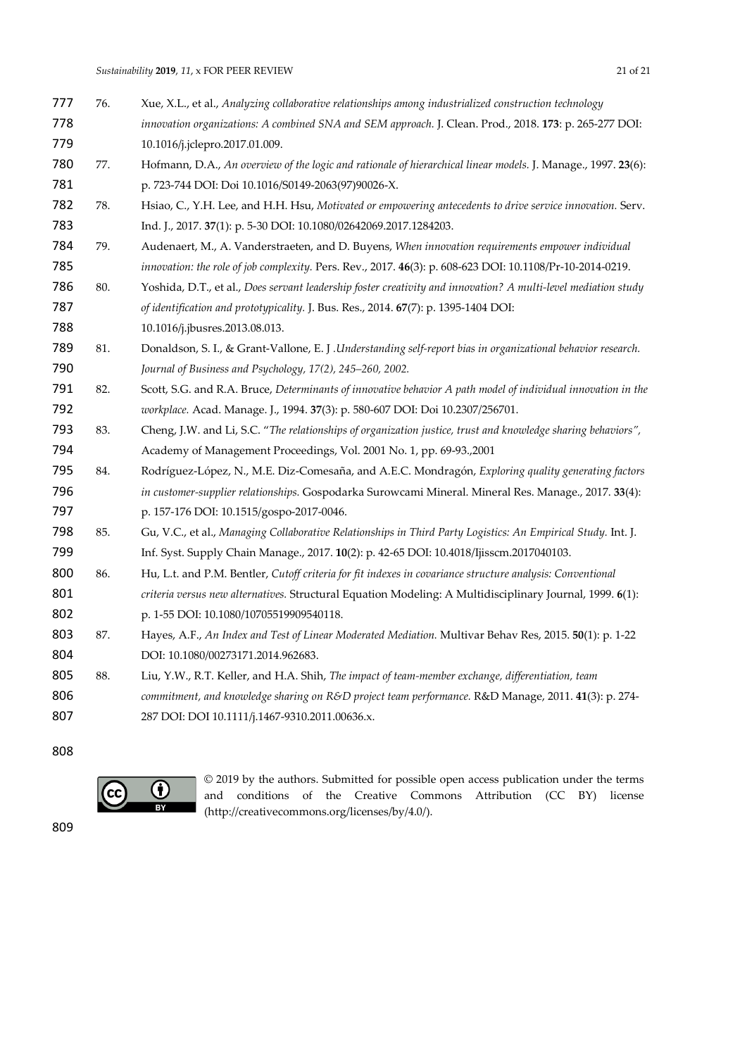76. Xue, X.L., et al., *Analyzing collaborative relationships among industrialized construction technology innovation organizations: A combined SNA and SEM approach.* J. Clean. Prod., 2018. **173**: p. 265-277 DOI: 10.1016/j.jclepro.2017.01.009.
77. Hofmann, D.A., *An overview of the logic and rationale of hierarchical linear models.* J. Manage., 1997. **23**(6): p. 723-744 DOI: Doi 10.1016/S0149-2063(97)90026-X.
78. Hsiao, C., Y.H. Lee, and H.H. Hsu, *Motivated or empowering antecedents to drive service innovation.* Serv. Ind. J., 2017. **37**(1): p. 5-30 DOI: 10.1080/02642069.2017.1284203.
79. Audenaert, M., A. Vanderstraeten, and D. Buyens, *When innovation requirements empower individual innovation: the role of job complexity.* Pers. Rev., 2017. **46**(3): p. 608-623 DOI: 10.1108/Pr-10-2014-0219.
80. Yoshida, D.T., et al., *Does servant leadership foster creativity and innovation? A multi-level mediation study of identification and prototypicality.* J. Bus. Res., 2014. **67**(7): p. 1395-1404 DOI: 10.1016/j.jbusres.2013.08.013.
81. Donaldson, S. I., & Grant-Vallone, E. J .*Understanding self-report bias in organizational behavior research. Journal of Business and Psychology, 17(2), 245–260, 2002.*
82. Scott, S.G. and R.A. Bruce, *Determinants of innovative behavior A path model of individual innovation in the workplace.* Acad. Manage. J., 1994. **37**(3): p. 580-607 DOI: Doi 10.2307/256701.
83. Cheng, J.W. and Li, S.C. "*The relationships of organization justice, trust and knowledge sharing behaviors",* Academy of Management Proceedings, Vol. 2001 No. 1, pp. 69-93.,2001
84. Rodríguez-López, N., M.E. Diz-Comesaña, and A.E.C. Mondragón, *Exploring quality generating factors in customer-supplier relationships.* Gospodarka Surowcami Mineral. Mineral Res. Manage., 2017. **33**(4): p. 157-176 DOI: 10.1515/gospo-2017-0046.
85. Gu, V.C., et al., *Managing Collaborative Relationships in Third Party Logistics: An Empirical Study.* Int. J. Inf. Syst. Supply Chain Manage., 2017. **10**(2): p. 42-65 DOI: 10.4018/Ijisscm.2017040103.
86. Hu, L.t. and P.M. Bentler, *Cutoff criteria for fit indexes in covariance structure analysis: Conventional criteria versus new alternatives.* Structural Equation Modeling: A Multidisciplinary Journal, 1999. **6**(1): p. 1-55 DOI: 10.1080/10705519909540118.
87. Hayes, A.F., *An Index and Test of Linear Moderated Mediation.* Multivar Behav Res, 2015. **50**(1): p. 1-22 DOI: 10.1080/00273171.2014.962683.
88. Liu, Y.W., R.T. Keller, and H.A. Shih, *The impact of team-member exchange, differentiation, team commitment, and knowledge sharing on R&D project team performance.* R&D Manage, 2011. **41**(3): p. 274-287 DOI: DOI 10.1111/j.1467-9310.2011.00636.x.

© 2019 by the authors. Submitted for possible open access publication under the terms and conditions of the Creative Commons Attribution (CC BY) license (http://creativecommons.org/licenses/by/4.0/).